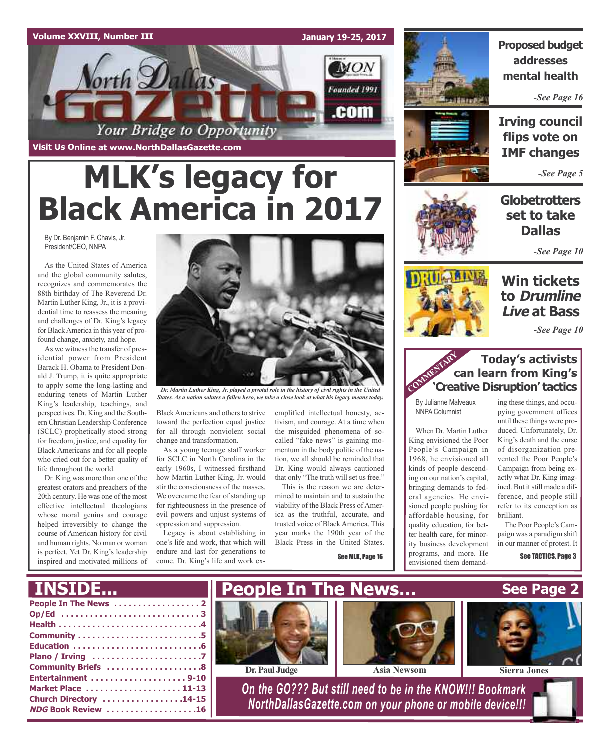Volume XXVIII, Number III — January 19-25, 2017

# North Dallas Gazette

Your Bridge to Opportunity

Founded 1991

Visit Us Online at www.NorthDallasGazette.com

# MLK's legacy for Black America in 2017

By Dr. Benjamin F. Chavis, Jr.
President/CEO, NNPA

As the United States of America and the global community salutes, recognizes and commemorates the 88th birthday of The Reverend Dr. Martin Luther King, Jr., it is a providential time to reassess the meaning and challenges of Dr. King's legacy for Black America in this year of profound change, anxiety, and hope.

As we witness the transfer of presidential power from President Barack H. Obama to President Donald J. Trump, it is quite appropriate to apply some the long-lasting and enduring tenets of Martin Luther King's leadership, teachings, and perspectives. Dr. King and the Southern Christian Leadership Conference (SCLC) prophetically stood strong for freedom, justice, and equality for Black Americans and for all people who cried out for a better quality of life throughout the world.

Dr. King was more than one of the greatest orators and preachers of the 20th century. He was one of the most effective intellectual theologians whose moral genius and courage helped irreversibly to change the course of American history for civil and human rights. No man or woman is perfect. Yet Dr. King's leadership inspired and motivated millions of Black Americans and others to strive toward the perfection equal justice for all through nonviolent social change and transformation.

*Dr. Martin Luther King, Jr. played a pivotal role in the history of civil rights in the United States. As a nation salutes a fallen hero, we take a close look at what his legacy means today.*

As a young teenage staff worker for SCLC in North Carolina in the early 1960s, I witnessed firsthand how Martin Luther King, Jr. would stir the consciousness of the masses. We overcame the fear of standing up for righteousness in the presence of evil powers and unjust systems of oppression and suppression.

Legacy is about establishing in one's life and work, that which will endure and last for generations to come. Dr. King's life and work exemplified intellectual honesty, activism, and courage. At a time when the misguided phenomena of so-called "fake news" is gaining momentum in the body politic of the nation, we all should be reminded that Dr. King would always cautioned that only "The truth will set us free."

This is the reason we are determined to maintain and to sustain the viability of the Black Press of America as the truthful, accurate, and trusted voice of Black America. This year marks the 190th year of the Black Press in the United States.

**See MLK, Page 16**

---

**Proposed budget addresses mental health** -See Page 16

**Irving council flips vote on IMF changes** -See Page 5

**Globetrotters set to take Dallas** -See Page 10

**Win tickets to *Drumline Live* at Bass** -See Page 10

---

COMMENTARY

## Today's activists can learn from King's 'Creative Disruption' tactics

By Julianne Malveaux
NNPA Columnist

When Dr. Martin Luther King envisioned the Poor People's Campaign in 1968, he envisioned all kinds of people descending on our nation's capital, bringing demands to federal agencies. He envisioned people pushing for affordable housing, for quality education, for better health care, for minority business development programs, and more. He envisioned them demanding these things, and occupying government offices until these things were produced. Unfortunately, Dr. King's death and the curse of disorganization prevented the Poor People's Campaign from being exactly what Dr. King imagined. But it still made a difference, and people still refer to its conception as brilliant.

The Poor People's Campaign was a paradigm shift in our manner of protest. It

**See TACTICS, Page 3**

---

## INSIDE...

- People In The News .................. 2
- Op/Ed .................. 3
- Health .................. 4
- Community .................. 5
- Education .................. 6
- Plano / Irving .................. 7
- Community Briefs .................. 8
- Entertainment .................. 9-10
- Market Place .................. 11-13
- Church Directory .................. 14-15
- *NDG* Book Review .................. 16

## People In The News... See Page 2

Dr. Paul Judge — Asia Newsom — Sierra Jones

*On the GO??? But still need to be in the KNOW!!! Bookmark NorthDallasGazette.com on your phone or mobile device!!!*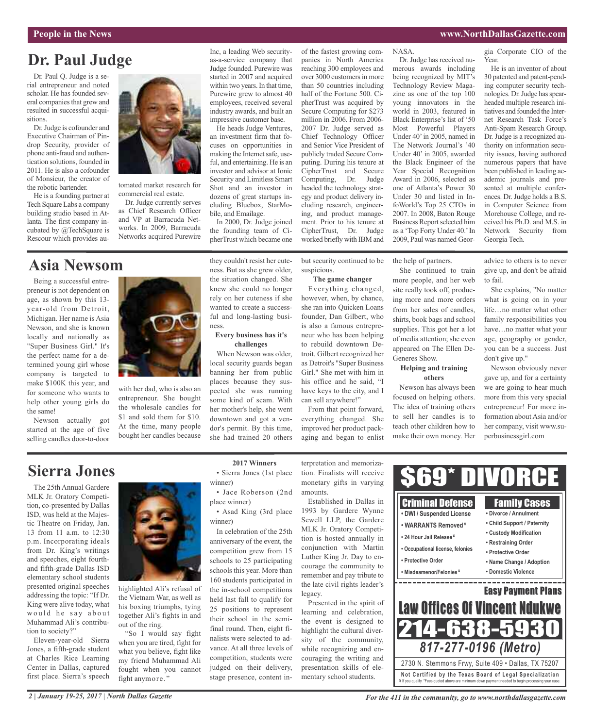## Dr. Paul Judge

Dr. Paul Q. Judge is a serial entrepreneur and noted scholar. He has founded several companies that grew and resulted in successful acquisitions.

Dr. Judge is cofounder and Executive Chairman of Pindrop Security, provider of phone anti-fraud and authentication solutions, founded in 2011. He is also a cofounder of Monsieur, the creator of the robotic bartender.

He is a founding partner at Tech Square Labs a company building studio based in Atlanta. The first company incubated by @TechSquare is Rescour which provides automated market research for commercial real estate.

Dr. Judge currently serves as Chief Research Officer and VP at Barracuda Networks. In 2009, Barracuda Networks acquired Purewire Inc, a leading Web security-as-a-service company that Judge founded. Purewire was started in 2007 and acquired within two years. In that time, Purewire grew to almost 40 employees, received several industry awards, and built an impressive customer base.

He heads Judge Ventures, an investment firm that focuses on opportunities in making the Internet safe, useful, and entertaining. He is an investor and advisor at Ionic Security and Limitless Smart Shot and an investor in dozens of great startups including Bluebox, StarMobile, and Emailage.

In 2000, Dr. Judge joined the founding team of CipherTrust which became one of the fastest growing companies in North America reaching 300 employees and over 3000 customers in more than 50 countries including half of the Fortune 500. CipherTrust was acquired by Secure Computing for $273 million in 2006. From 2006-2007 Dr. Judge served as Chief Technology Officer and Senior Vice President of publicly traded Secure Computing. During his tenure at CipherTrust and Secure Computing, Dr. Judge headed the technology strategy and product delivery including, research, engineering, and product management. Prior to his tenure at CipherTrust, Dr. Judge worked briefly with IBM and NASA.

Dr. Judge has received numerous awards including being recognized by MIT's Technology Review Magazine as one of the top 100 young innovators in the world in 2003, featured in Black Enterprise's list of '50 Most Powerful Players Under 40' in 2005, named in The Network Journal's '40 Under 40' in 2005, awarded the Black Engineer of the Year Special Recognition Award in 2006, selected as one of Atlanta's Power 30 Under 30 and listed in InfoWorld's Top 25 CTOs in 2007. In 2008, Baton Rouge Business Report selected him as a 'Top Forty Under 40.' In 2009, Paul was named Georgia Corporate CIO of the Year.

He is an inventor of about 30 patented and patent-pending computer security technologies. Dr. Judge has spearheaded multiple research initiatives and founded the Internet Research Task Force's Anti-Spam Research Group. Dr. Judge is a recognized authority on information security issues, having authored numerous papers that have been published in leading academic journals and presented at multiple conferences. Dr. Judge holds a B.S. in Computer Science from Morehouse College, and received his Ph.D. and M.S. in Network Security from Georgia Tech.

## Asia Newsom

Being a successful entrepreneur is not dependent on age, as shown by this 13-year-old from Detroit, Michigan. Her name is Asia Newson, and she is known locally and nationally as "Super Business Girl." It's the perfect name for a determined young girl whose company is targeted to make $100K this year, and for someone who wants to help other young girls do the same!

Newson actually got started at the age of five selling candles door-to-door with her dad, who is also an entrepreneur. She bought the wholesale candles for $1 and sold them for $10. At the time, many people bought her candles because they couldn't resist her cuteness. But as she grew older, the situation changed. She knew she could no longer rely on her cuteness if she wanted to create a successful and long-lasting business.

**Every business has it's challenges**

When Newson was older, local security guards began banning her from public places because they suspected she was running some kind of scam. With her mother's help, she went downtown and got a vendor's permit. By this time, she had trained 20 others but security continued to be suspicious.

**The game changer**

Everything changed, however, when, by chance, she ran into Quicken Loans founder, Dan Gilbert, who is also a famous entrepreneur who has been helping to rebuild downtown Detroit. Gilbert recognized her as Detroit's "Super Business Girl." She met with him in his office and he said, "I have keys to the city, and I can sell anywhere!"

From that point forward, everything changed. She improved her product packaging and began to enlist the help of partners.

She continued to train more people, and her web site really took off, producing more and more orders from her sales of candles, shirts, book bags and school supplies. This got her a lot of media attention; she even appeared on The Ellen DeGeneres Show.

**Helping and training others**

Newson has always been focused on helping others. The idea of training others to sell her candles is to teach other children how to make their own money. Her advice to others is to never give up, and don't be afraid to fail.

She explains, "No matter what is going on in your life…no matter what other family responsibilities you have…no matter what your age, geography or gender, you can be a success. Just don't give up."

Newson obviously never gave up, and for a certainty we are going to hear much more from this very special entrepreneur! For more information about Asia and/or her company, visit www.superbusinessgirl.com

## Sierra Jones

The 25th Annual Gardere MLK Jr. Oratory Competition, co-presented by Dallas ISD, was held at the Majestic Theatre on Friday, Jan. 13 from 11 a.m. to 12:30 p.m. Incorporating ideals from Dr. King's writings and speeches, eight fourth- and fifth-grade Dallas ISD elementary school students presented original speeches addressing the topic: "If Dr. King were alive today, what would he say about Muhammad Ali's contribution to society?"

Eleven-year-old Sierra Jones, a fifth-grade student at Charles Rice Learning Center in Dallas, captured first place. Sierra's speech highlighted Ali's refusal of the Vietnam War, as well as his boxing triumphs, tying together Ali's fights in and out of the ring.

"So I would say fight when you are tired, fight for what you believe, fight like my friend Muhammad Ali fought when you cannot fight anymore."

**2017 Winners**

- Sierra Jones (1st place winner)
- Jace Roberson (2nd place winner)
- Asad King (3rd place winner)

In celebration of the 25th anniversary of the event, the competition grew from 15 schools to 25 participating schools this year. More than 160 students participated in the in-school competitions held last fall to qualify for 25 positions to represent their school in the semi-final round. Then, eight finalists were selected to advance. At all three levels of competition, students were judged on their delivery, stage presence, content interpretation and memorization. Finalists will receive monetary gifts in varying amounts.

Established in Dallas in 1993 by Gardere Wynne Sewell LLP, the Gardere MLK Jr. Oratory Competition is hosted annually in conjunction with Martin Luther King Jr. Day to encourage the community to remember and pay tribute to the late civil rights leader's legacy.

Presented in the spirit of learning and celebration, the event is designed to highlight the cultural diversity of the community, while recognizing and encouraging the writing and presentation skills of elementary school students.

---

**$69* DIVORCE**

**Criminal Defense**
- DWI / Suspended License
- WARRANTS Removed ¥
- 24 Hour Jail Release ¥
- Occupational license, felonies
- Protective Order
- Misdeamenor/Felonies ¥

**Family Cases**
- Divorce / Annulment
- Child Support / Paternity
- Custody Modification
- Restraining Order
- Protective Order
- Name Change / Adoption
- Domestic Violence

**Easy Payment Plans**

**Law Offices Of Vincent Ndukwe**

**214-638-5930**

**817-277-0196 (Metro)**

2730 N. Stemmons Frwy, Suite 409 • Dallas, TX 75207

**Not Certified by the Texas Board of Legal Specialization**

¥ If you qualify. *Fees quoted above are minimum down payment needed to begin processing your case.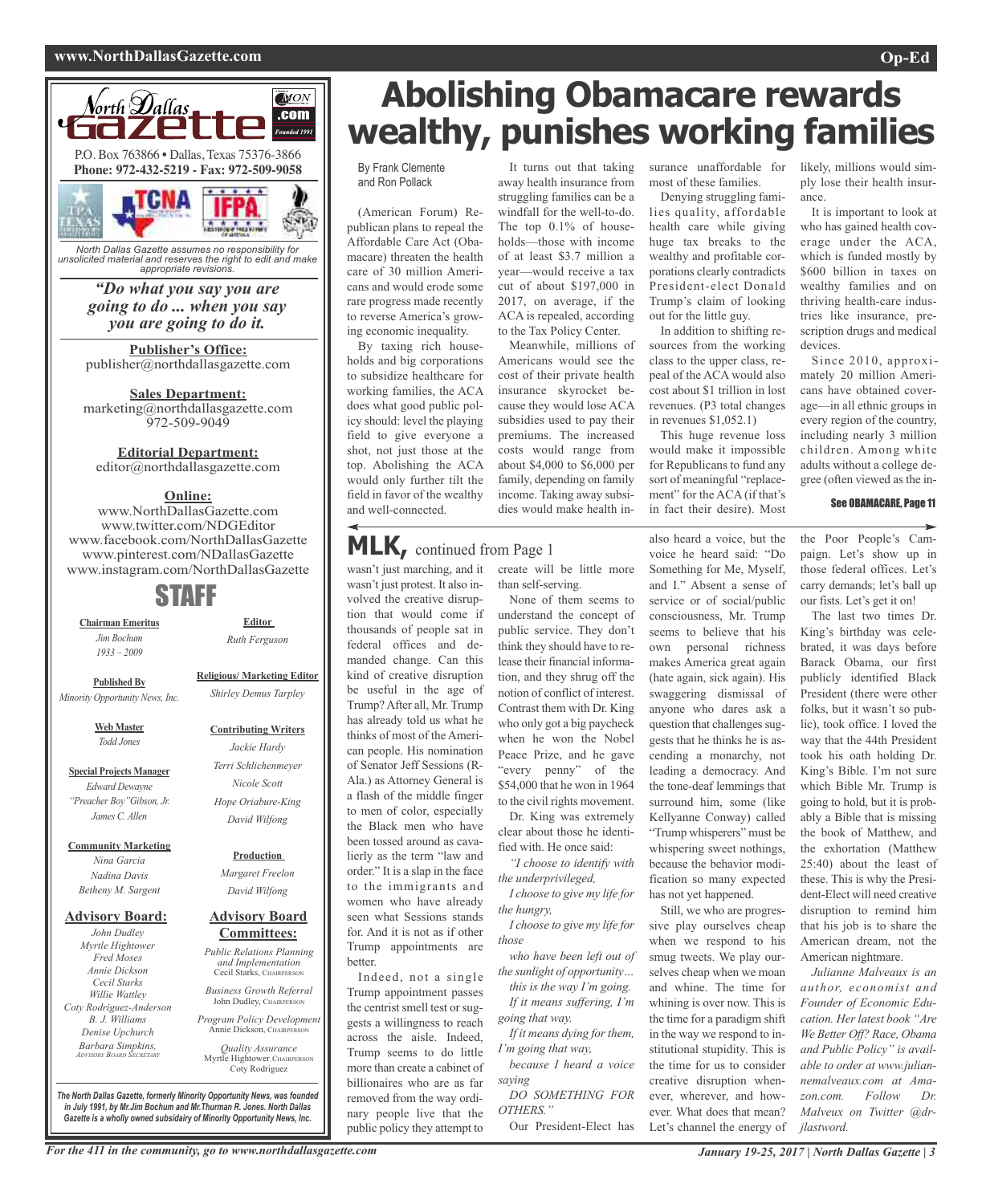North Dallas Gazette

P.O. Box 763866 • Dallas, Texas 75376-3866
**Phone: 972-432-5219 - Fax: 972-509-9058**

*North Dallas Gazette assumes no responsibility for unsolicited material and reserves the right to edit and make appropriate revisions.*

***"Do what you say you are going to do ... when you say you are going to do it.***

**Publisher's Office:**
publisher@northdallasgazette.com

**Sales Department:**
marketing@northdallasgazette.com
972-509-9049

**Editorial Department:**
editor@northdallasgazette.com

**Online:**
www.NorthDallasGazette.com
www.twitter.com/NDGEditor
www.facebook.com/NorthDallasGazette
www.pinterest.com/NDallasGazette
www.instagram.com/NorthDallasGazette

## STAFF

**Chairman Emeritus**
*Jim Bochum*
*1933 – 2009*

**Published By**
*Minority Opportunity News, Inc.*

**Web Master**
*Todd Jones*

**Special Projects Manager**
*Edward Dewayne "Preacher Boy" Gibson, Jr.*
*James C. Allen*

**Community Marketing**
*Nina Garcia*
*Nadina Davis*
*Betheny M. Sargent*

**Advisory Board:**
*John Dudley*
*Myrtle Hightower*
*Fred Moses*
*Annie Dickson*
*Cecil Starks*
*Willie Wattley*
*Coty Rodriguez-Anderson*
*B. J. Williams*
*Denise Upchurch*
*Barbara Simpkins, Advisory Board Secretary*

**Editor**
*Ruth Ferguson*

**Religious/ Marketing Editor**
*Shirley Demus Tarpley*

**Contributing Writers**
*Jackie Hardy*
*Terri Schlichenmeyer*
*Nicole Scott*
*Hope Oriabure-King*
*David Wilfong*

**Production**
*Margaret Freelon*
*David Wilfong*

**Advisory Board Committees:**
*Public Relations Planning and Implementation*
Cecil Starks, Chairperson
*Business Growth Referral*
John Dudley, Chairperson
*Program Policy Development*
Annie Dickson, Chairperson
*Quality Assurance*
Myrtle Hightower, Chairperson
Coty Rodriguez

*The North Dallas Gazette, formerly Minority Opportunity News, was founded in July 1991, by Mr.Jim Bochum and Mr.Thurman R. Jones. North Dallas Gazette is a wholly owned subsidairy of Minority Opportunity News, Inc.*

# Abolishing Obamacare rewards wealthy, punishes working families

By Frank Clemente and Ron Pollack

(American Forum) Republican plans to repeal the Affordable Care Act (Obamacare) threaten the health care of 30 million Americans and would erode some rare progress made recently to reverse America's growing economic inequality.

By taxing rich households and big corporations to subsidize healthcare for working families, the ACA does what good public policy should: level the playing field to give everyone a shot, not just those at the top. Abolishing the ACA would only further tilt the field in favor of the wealthy and well-connected.

It turns out that taking away health insurance from struggling families can be a windfall for the well-to-do. The top 0.1% of households—those with income of at least $3.7 million a year—would receive a tax cut of about $197,000 in 2017, on average, if the ACA is repealed, according to the Tax Policy Center.

Meanwhile, millions of Americans would see the cost of their private health insurance skyrocket because they would lose ACA subsidies used to pay their premiums. The increased costs would range from about $4,000 to $6,000 per family, depending on family income. Taking away subsidies would make health insurance unaffordable for most of these families.

Denying struggling families quality, affordable health care while giving huge tax breaks to the wealthy and profitable corporations clearly contradicts President-elect Donald Trump's claim of looking out for the little guy.

In addition to shifting resources from the working class to the upper class, repeal of the ACA would also cost about $1 trillion in lost revenues. (P3 total changes in revenues $1,052.1)

This huge revenue loss would make it impossible for Republicans to fund any sort of meaningful "replacement" for the ACA (if that's in fact their desire). Most likely, millions would simply lose their health insurance.

It is important to look at who has gained health coverage under the ACA, which is funded mostly by $600 billion in taxes on wealthy families and on thriving health-care industries like insurance, prescription drugs and medical devices.

Since 2010, approximately 20 million Americans have obtained coverage—in all ethnic groups in every region of the country, including nearly 3 million children. Among white adults without a college degree (often viewed as the in-

**See OBAMACARE, Page 11**

## MLK, continued from Page 1

wasn't just marching, and it wasn't just protest. It also involved the creative disruption that would come if thousands of people sat in federal offices and demanded change. Can this kind of creative disruption be useful in the age of Trump? After all, Mr. Trump has already told us what he thinks of most of the American people. His nomination of Senator Jeff Sessions (R-Ala.) as Attorney General is a flash of the middle finger to men of color, especially the Black men who have been tossed around as cavalierly as the term "law and order." It is a slap in the face to the immigrants and women who have already seen what Sessions stands for. And it is not as if other Trump appointments are better.

Indeed, not a single Trump appointment passes the centrist smell test or suggests a willingness to reach across the aisle. Indeed, Trump seems to do little more than create a cabinet of billionaires who are as far removed from the way ordinary people live that the public policy they attempt to create will be little more than self-serving.

None of them seems to understand the concept of public service. They don't think they should have to release their financial information, and they shrug off the notion of conflict of interest. Contrast them with Dr. King who only got a big paycheck when he won the Nobel Peace Prize, and he gave "every penny" of the $54,000 that he won in 1964 to the civil rights movement.

Dr. King was extremely clear about those he identified with. He once said:

*"I choose to identify with the underprivileged,*
*I choose to give my life for the hungry,*
*I choose to give my life for those*
*who have been left out of the sunlight of opportunity…*
*this is the way I'm going.*
*If it means suffering, I'm going that way.*
*If it means dying for them, I'm going that way,*
*because I heard a voice saying*
*DO SOMETHING FOR OTHERS."*

Our President-Elect has also heard a voice, but the voice he heard said: "Do Something for Me, Myself, and I." Absent a sense of service or of social/public consciousness, Mr. Trump seems to believe that his own personal richness makes America great again (hate again, sick again). His swaggering dismissal of anyone who dares ask a question that challenges suggests that he thinks he is ascending a monarchy, not leading a democracy. And the tone-deaf lemmings that surround him, some (like Kellyanne Conway) called "Trump whisperers" must be whispering sweet nothings, because the behavior modification so many expected has not yet happened.

Still, we who are progressive play ourselves cheap when we respond to his smug tweets. We play ourselves cheap when we moan and whine. The time for whining is over now. This is the time for a paradigm shift in the way we respond to institutional stupidity. This is the time for us to consider creative disruption whenever, wherever, and however. What does that mean? Let's channel the energy of the Poor People's Campaign. Let's show up in those federal offices. Let's carry demands; let's ball up our fists. Let's get it on!

The last two times Dr. King's birthday was celebrated, it was days before Barack Obama, our first publicly identified Black President (there were other folks, but it wasn't so public), took office. I loved the way that the 44th President took his oath holding Dr. King's Bible. I'm not sure which Bible Mr. Trump is going to hold, but it is probably a Bible that is missing the book of Matthew, and the exhortation (Matthew 25:40) about the least of these. This is why the President-Elect will need creative disruption to remind him that his job is to share the American dream, not the American nightmare.

*Julianne Malveaux is an author, economist and Founder of Economic Education. Her latest book "Are We Better Off? Race, Obama and Public Policy" is available to order at www.juliannemalveaux.com at Amazon.com. Follow Dr. Malveux on Twitter @drjlastword.*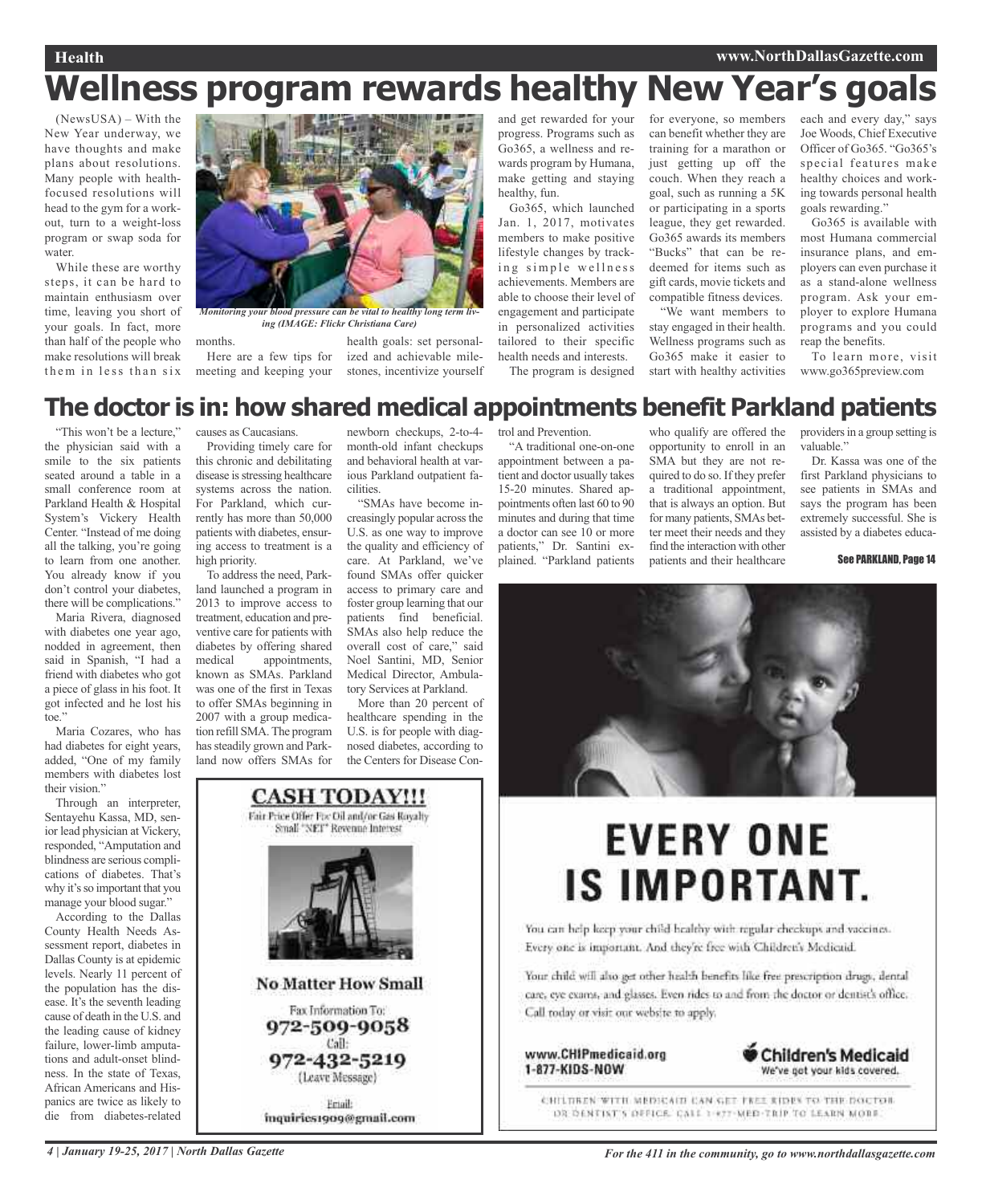# Wellness program rewards healthy New Year's goals

(NewsUSA) – With the New Year underway, we have thoughts and make plans about resolutions. Many people with health-focused resolutions will head to the gym for a workout, turn to a weight-loss program or swap soda for water.

While these are worthy steps, it can be hard to maintain enthusiasm over time, leaving you short of your goals. In fact, more than half of the people who make resolutions will break them in less than six months.

*Monitoring your blood pressure can be vital to healthy long term living (IMAGE: Flickr Christiana Care)*

Here are a few tips for meeting and keeping your health goals: set personalized and achievable milestones, incentivize yourself and get rewarded for your progress. Programs such as Go365, a wellness and rewards program by Humana, make getting and staying healthy, fun.

Go365, which launched Jan. 1, 2017, motivates members to make positive lifestyle changes by tracking simple wellness achievements. Members are able to choose their level of engagement and participate in personalized activities tailored to their specific health needs and interests.

The program is designed for everyone, so members can benefit whether they are training for a marathon or just getting up off the couch. When they reach a goal, such as running a 5K or participating in a sports league, they get rewarded. Go365 awards its members "Bucks" that can be redeemed for items such as gift cards, movie tickets and compatible fitness devices.

"We want members to stay engaged in their health. Wellness programs such as Go365 make it easier to start with healthy activities each and every day," says Joe Woods, Chief Executive Officer of Go365. "Go365's special features make healthy choices and working towards personal health goals rewarding."

Go365 is available with most Humana commercial insurance plans, and employers can even purchase it as a stand-alone wellness program. Ask your employer to explore Humana programs and you could reap the benefits.

To learn more, visit www.go365preview.com

# The doctor is in: how shared medical appointments benefit Parkland patients

"This won't be a lecture," the physician said with a smile to the six patients seated around a table in a small conference room at Parkland Health & Hospital System's Vickery Health Center. "Instead of me doing all the talking, you're going to learn from one another. You already know if you don't control your diabetes, there will be complications."

Maria Rivera, diagnosed with diabetes one year ago, nodded in agreement, then said in Spanish, "I had a friend with diabetes who got a piece of glass in his foot. It got infected and he lost his toe."

Maria Cozares, who has had diabetes for eight years, added, "One of my family members with diabetes lost their vision."

Through an interpreter, Sentayehu Kassa, MD, senior lead physician at Vickery, responded, "Amputation and blindness are serious complications of diabetes. That's why it's so important that you manage your blood sugar."

According to the Dallas County Health Needs Assessment report, diabetes in Dallas County is at epidemic levels. Nearly 11 percent of the population has the disease. It's the seventh leading cause of death in the U.S. and the leading cause of kidney failure, lower-limb amputations and adult-onset blindness. In the state of Texas, African Americans and Hispanics are twice as likely to die from diabetes-related causes as Caucasians.

Providing timely care for this chronic and debilitating disease is stressing healthcare systems across the nation. For Parkland, which currently has more than 50,000 patients with diabetes, ensuring access to treatment is a high priority.

To address the need, Parkland launched a program in 2013 to improve access to treatment, education and preventive care for patients with diabetes by offering shared medical appointments, known as SMAs. Parkland was one of the first in Texas to offer SMAs beginning in 2007 with a group medication refill SMA. The program has steadily grown and Parkland now offers SMAs for newborn checkups, 2-to-4-month-old infant checkups and behavioral health at various Parkland outpatient facilities.

"SMAs have become increasingly popular across the U.S. as one way to improve the quality and efficiency of care. At Parkland, we've found SMAs offer quicker access to primary care and foster group learning that our patients find beneficial. SMAs also help reduce the overall cost of care," said Noel Santini, MD, Senior Medical Director, Ambulatory Services at Parkland.

More than 20 percent of healthcare spending in the U.S. is for people with diagnosed diabetes, according to the Centers for Disease Control and Prevention.

"A traditional one-on-one appointment between a patient and doctor usually takes 15-20 minutes. Shared appointments often last 60 to 90 minutes and during that time a doctor can see 10 or more patients," Dr. Santini explained. "Parkland patients who qualify are offered the opportunity to enroll in an SMA but they are not required to do so. If they prefer a traditional appointment, that is always an option. But for many patients, SMAs better meet their needs and they find the interaction with other patients and their healthcare providers in a group setting is valuable."

Dr. Kassa was one of the first Parkland physicians to see patients in SMAs and says the program has been extremely successful. She is assisted by a diabetes educa-

See PARKLAND, Page 14

**CASH TODAY!!!**

Fair Price Offer For Oil and/or Gas Royalty
Small "NET" Revenue Interest

**No Matter How Small**

Fax Information To:
972-509-9058
Call:
972-432-5219
(Leave Message)

Email:
inquiries1909@gmail.com

**EVERY ONE IS IMPORTANT.**

You can help keep your child healthy with regular checkups and vaccines. Every one is important. And they're free with Children's Medicaid.

Your child will also get other health benefits like free prescription drugs, dental care, eye exams, and glasses. Even rides to and from the doctor or dentist's office. Call today or visit our website to apply.

www.CHIPmedicaid.org
1-877-KIDS-NOW

Children's Medicaid
We've got your kids covered.

CHILDREN WITH MEDICAID CAN GET FREE RIDES TO THE DOCTOR OR DENTIST'S OFFICE. CALL 1-877-MED-TRIP TO LEARN MORE.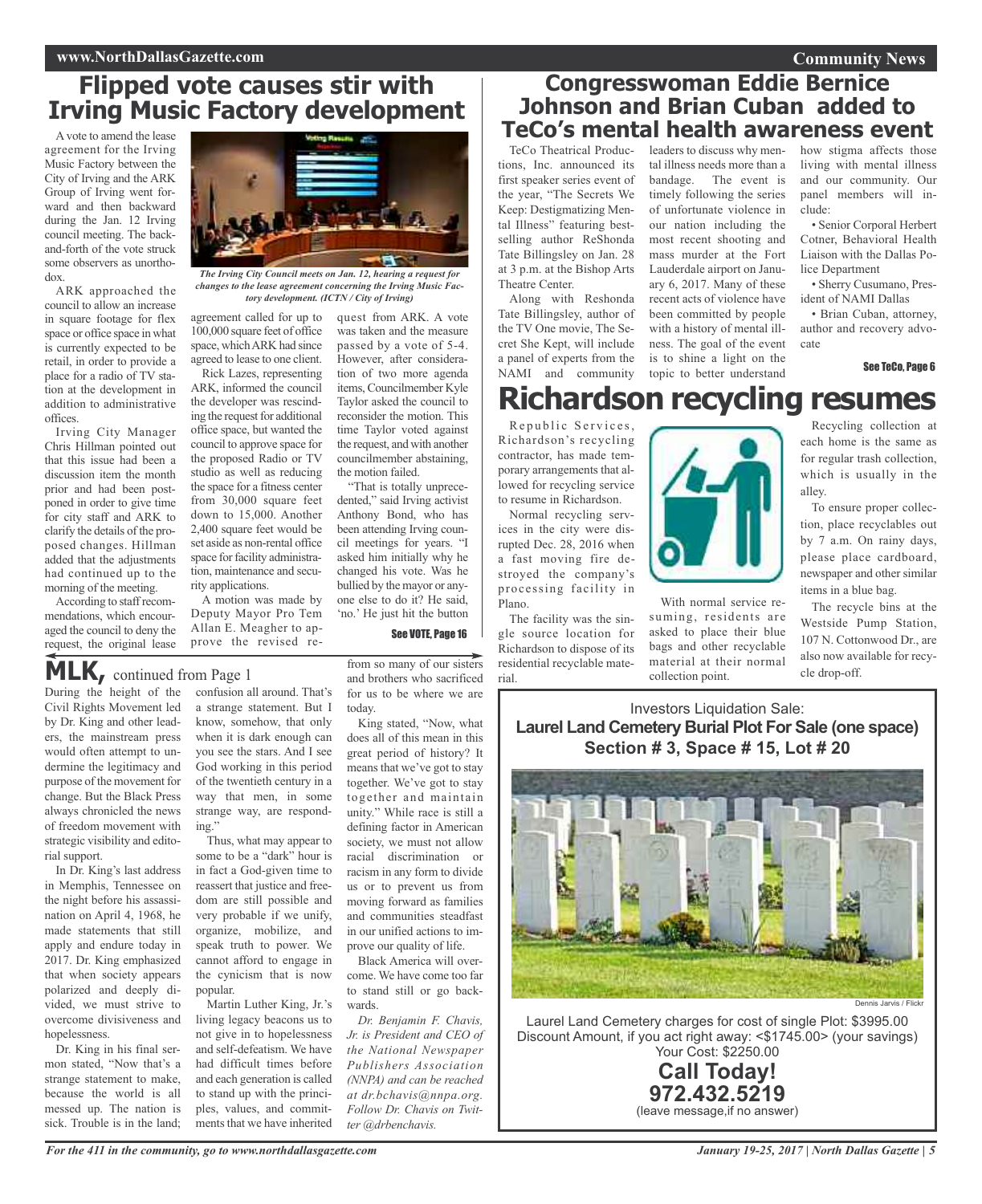# Flipped vote causes stir with Irving Music Factory development

A vote to amend the lease agreement for the Irving Music Factory between the City of Irving and the ARK Group of Irving went forward and then backward during the Jan. 12 Irving council meeting. The back-and-forth of the vote struck some observers as unorthodox.

ARK approached the council to allow an increase in square footage for flex space or office space in what is currently expected to be retail, in order to provide a place for a radio of TV station at the development in addition to administrative offices.

Irving City Manager Chris Hillman pointed out that this issue had been a discussion item the month prior and had been postponed in order to give time for city staff and ARK to clarify the details of the proposed changes. Hillman added that the adjustments had continued up to the morning of the meeting.

According to staff recommendations, which encouraged the council to deny the request, the original lease agreement called for up to 100,000 square feet of office space, which ARK had since agreed to lease to one client.

*The Irving City Council meets on Jan. 12, hearing a request for changes to the lease agreement concerning the Irving Music Factory development. (ICTN / City of Irving)*

Rick Lazes, representing ARK, informed the council the developer was rescinding the request for additional office space, but wanted the council to approve space for the proposed Radio or TV studio as well as reducing the space for a fitness center from 30,000 square feet down to 15,000. Another 2,400 square feet would be set aside as non-rental office space for facility administration, maintenance and security applications.

A motion was made by Deputy Mayor Pro Tem Allan E. Meagher to approve the revised request from ARK. A vote was taken and the measure passed by a vote of 5-4. However, after consideration of two more agenda items, Councilmember Kyle Taylor asked the council to reconsider the motion. This time Taylor voted against the request, and with another councilmember abstaining, the motion failed.

"That is totally unprecedented," said Irving activist Anthony Bond, who has been attending Irving council meetings for years. "I asked him initially why he changed his vote. Was he bullied by the mayor or anyone else to do it? He said, 'no.' He just hit the button

**See VOTE, Page 16**

# MLK, continued from Page 1

During the height of the Civil Rights Movement led by Dr. King and other leaders, the mainstream press would often attempt to undermine the legitimacy and purpose of the movement for change. But the Black Press always chronicled the news of freedom movement with strategic visibility and editorial support.

In Dr. King's last address in Memphis, Tennessee on the night before his assassination on April 4, 1968, he made statements that still apply and endure today in 2017. Dr. King emphasized that when society appears polarized and deeply divided, we must strive to overcome divisiveness and hopelessness.

Dr. King in his final sermon stated, "Now that's a strange statement to make, because the world is all messed up. The nation is sick. Trouble is in the land; confusion all around. That's a strange statement. But I know, somehow, that only when it is dark enough can you see the stars. And I see God working in this period of the twentieth century in a way that men, in some strange way, are responding."

Thus, what may appear to some to be a "dark" hour is in fact a God-given time to reassert that justice and freedom are still possible and very probable if we unify, organize, mobilize, and speak truth to power. We cannot afford to engage in the cynicism that is now popular.

Martin Luther King, Jr.'s living legacy beacons us to not give in to hopelessness and self-defeatism. We have had difficult times before and each generation is called to stand up with the principles, values, and commitments that we have inherited from so many of our sisters and brothers who sacrificed for us to be where we are today.

King stated, "Now, what does all of this mean in this great period of history? It means that we've got to stay together. We've got to stay together and maintain unity." While race is still a defining factor in American society, we must not allow racial discrimination or racism in any form to divide us or to prevent us from moving forward as families and communities steadfast in our unified actions to improve our quality of life.

Black America will overcome. We have come too far to stand still or go backwards.

*Dr. Benjamin F. Chavis, Jr. is President and CEO of the National Newspaper Publishers Association (NNPA) and can be reached at dr.bchavis@nnpa.org. Follow Dr. Chavis on Twitter @drbenchavis.*

# Congresswoman Eddie Bernice Johnson and Brian Cuban added to TeCo's mental health awareness event

TeCo Theatrical Productions, Inc. announced its first speaker series event of the year, "The Secrets We Keep: Destigmatizing Mental Illness" featuring best-selling author ReShonda Tate Billingsley on Jan. 28 at 3 p.m. at the Bishop Arts Theatre Center.

Along with Reshonda Tate Billingsley, author of the TV One movie, The Secret She Kept, will include a panel of experts from the NAMI and community leaders to discuss why mental illness needs more than a bandage. The event is timely following the series of unfortunate violence in our nation including the most recent shooting and mass murder at the Fort Lauderdale airport on January 6, 2017. Many of these recent acts of violence have been committed by people with a history of mental illness. The goal of the event is to shine a light on the topic to better understand how stigma affects those living with mental illness and our community. Our panel members will include:

- Senior Corporal Herbert Cotner, Behavioral Health Liaison with the Dallas Police Department
- Sherry Cusumano, President of NAMI Dallas
- Brian Cuban, attorney, author and recovery advocate

**See TeCo, Page 6**

# Richardson recycling resumes

Republic Services, Richardson's recycling contractor, has made temporary arrangements that allowed for recycling service to resume in Richardson.

Normal recycling services in the city were disrupted Dec. 28, 2016 when a fast moving fire destroyed the company's processing facility in Plano.

The facility was the single source location for Richardson to dispose of its residential recyclable material.

With normal service resuming, residents are asked to place their blue bags and other recyclable material at their normal collection point.

Recycling collection at each home is the same as for regular trash collection, which is usually in the alley.

To ensure proper collection, place recyclables out by 7 a.m. On rainy days, please place cardboard, newspaper and other similar items in a blue bag.

The recycle bins at the Westside Pump Station, 107 N. Cottonwood Dr., are also now available for recycle drop-off.

---

Investors Liquidation Sale:

**Laurel Land Cemetery Burial Plot For Sale (one space)**
**Section # 3, Space # 15, Lot # 20**

Dennis Jarvis / Flickr

Laurel Land Cemetery charges for cost of single Plot: $3995.00
Discount Amount, if you act right away: <$1745.00> (your savings)
Your Cost: $2250.00

**Call Today!**
**972.432.5219**
(leave message,if no answer)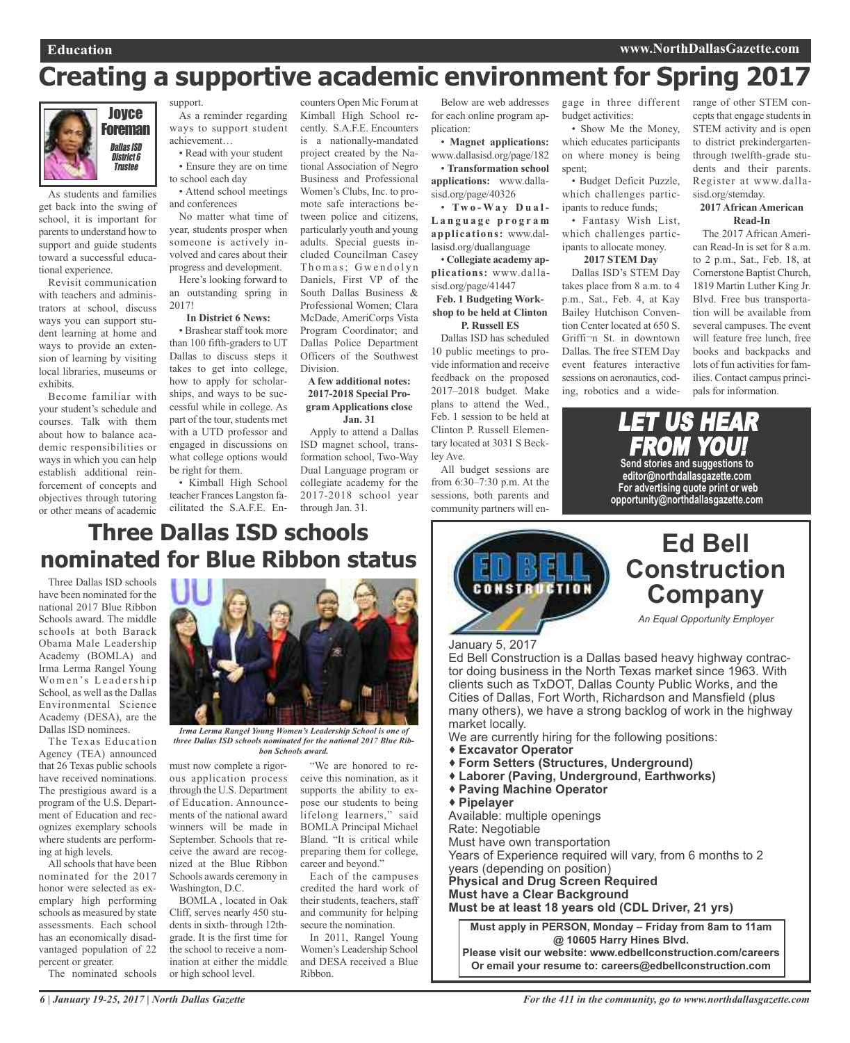# Creating a supportive academic environment for Spring 2017

**Joyce Foreman**
*Dallas ISD District 6 Trustee*

As students and families get back into the swing of school, it is important for parents to understand how to support and guide students toward a successful educational experience.

Revisit communication with teachers and administrators at school, discuss ways you can support student learning at home and ways to provide an extension of learning by visiting local libraries, museums or exhibits.

Become familiar with your student's schedule and courses. Talk with them about how to balance academic responsibilities or ways in which you can help establish additional reinforcement of concepts and objectives through tutoring or other means of academic support.

As a reminder regarding ways to support student achievement…

- Read with your student
- Ensure they are on time to school each day
- Attend school meetings and conferences

No matter what time of year, students prosper when someone is actively involved and cares about their progress and development.

Here's looking forward to an outstanding spring in 2017!

**In District 6 News:**

- Brashear staff took more than 100 fifth-graders to UT Dallas to discuss steps it takes to get into college, how to apply for scholarships, and ways to be successful while in college. As part of the tour, students met with a UTD professor and engaged in discussions on what college options would be right for them.
- Kimball High School teacher Frances Langston facilitated the S.A.F.E. Encounters Open Mic Forum at Kimball High School recently. S.A.F.E. Encounters is a nationally-mandated project created by the National Association of Negro Business and Professional Women's Clubs, Inc. to promote safe interactions between police and citizens, particularly youth and young adults. Special guests included Councilman Casey Thomas; Gwendolyn Daniels, First VP of the South Dallas Business & Professional Women; Clara McDade, AmeriCorps Vista Program Coordinator; and Dallas Police Department Officers of the Southwest Division.

**A few additional notes: 2017-2018 Special Program Applications close Jan. 31**

Apply to attend a Dallas ISD magnet school, transformation school, Two-Way Dual Language program or collegiate academy for the 2017-2018 school year through Jan. 31.

Below are web addresses for each online program application:

- **Magnet applications:** www.dallasisd.org/page/182
- **Transformation school applications:** www.dallasisd.org/page/40326
- **Two-Way Dual-Language program applications:** www.dallasisd.org/duallanguage
- **Collegiate academy applications:** www.dallasisd.org/page/41447

**Feb. 1 Budgeting Workshop to be held at Clinton P. Russell ES**

Dallas ISD has scheduled 10 public meetings to provide information and receive feedback on the proposed 2017–2018 budget. Make plans to attend the Wed., Feb. 1 session to be held at Clinton P. Russell Elementary located at 3031 S Beckley Ave.

All budget sessions are from 6:30–7:30 p.m. At the sessions, both parents and community partners will engage in three different budget activities:

- Show Me the Money, which educates participants on where money is being spent;
- Budget Deficit Puzzle, which challenges participants to reduce funds;
- Fantasy Wish List, which challenges participants to allocate money.

**2017 STEM Day**

Dallas ISD's STEM Day takes place from 8 a.m. to 4 p.m., Sat., Feb. 4, at Kay Bailey Hutchison Convention Center located at 650 S. Griffin St. in downtown Dallas. The free STEM Day event features interactive sessions on aeronautics, coding, robotics and a wide-range of other STEM concepts that engage students in STEM activity and is open to district prekindergarten-through twelfth-grade students and their parents. Register at www.dallasisd.org/stemday.

**2017 African American Read-In**

The 2017 African American Read-In is set for 8 a.m. to 2 p.m., Sat., Feb. 18, at Cornerstone Baptist Church, 1819 Martin Luther King Jr. Blvd. Free bus transportation will be available from several campuses. The event will feature free lunch, free books and backpacks and lots of fun activities for families. Contact campus principals for information.

**LET US HEAR FROM YOU!**
Send stories and suggestions to editor@northdallasgazette.com
For advertising quote print or web opportunity@northdallasgazette.com

# Three Dallas ISD schools nominated for Blue Ribbon status

Three Dallas ISD schools have been nominated for the national 2017 Blue Ribbon Schools award. The middle schools at both Barack Obama Male Leadership Academy (BOMLA) and Irma Lerma Rangel Young Women's Leadership School, as well as the Dallas Environmental Science Academy (DESA), are the Dallas ISD nominees.

The Texas Education Agency (TEA) announced that 26 Texas public schools have received nominations. The prestigious award is a program of the U.S. Department of Education and recognizes exemplary schools where students are performing at high levels.

All schools that have been nominated for the 2017 honor were selected as exemplary high performing schools as measured by state assessments. Each school has an economically disadvantaged population of 22 percent or greater.

*Irma Lerma Rangel Young Women's Leadership School is one of three Dallas ISD schools nominated for the national 2017 Blue Ribbon Schools award.*

The nominated schools must now complete a rigorous application process through the U.S. Department of Education. Announcements of the national award winners will be made in September. Schools that receive the award are recognized at the Blue Ribbon Schools awards ceremony in Washington, D.C.

BOMLA , located in Oak Cliff, serves nearly 450 students in sixth- through 12th-grade. It is the first time for the school to receive a nomination at either the middle or high school level.

"We are honored to receive this nomination, as it supports the ability to expose our students to being lifelong learners," said BOMLA Principal Michael Bland. "It is critical while preparing them for college, career and beyond."

Each of the campuses credited the hard work of their students, teachers, staff and community for helping secure the nomination.

In 2011, Rangel Young Women's Leadership School and DESA received a Blue Ribbon.

# Ed Bell Construction Company

*An Equal Opportunity Employer*

January 5, 2017

Ed Bell Construction is a Dallas based heavy highway contractor doing business in the North Texas market since 1963. With clients such as TxDOT, Dallas County Public Works, and the Cities of Dallas, Fort Worth, Richardson and Mansfield (plus many others), we have a strong backlog of work in the highway market locally.

We are currently hiring for the following positions:

- **Excavator Operator**
- **Form Setters (Structures, Underground)**
- **Laborer (Paving, Underground, Earthworks)**
- **Paving Machine Operator**
- **Pipelayer**

Available: multiple openings
Rate: Negotiable
Must have own transportation
Years of Experience required will vary, from 6 months to 2 years (depending on position)
**Physical and Drug Screen Required**
**Must have a Clear Background**
**Must be at least 18 years old (CDL Driver, 21 yrs)**

**Must apply in PERSON, Monday – Friday from 8am to 11am @ 10605 Harry Hines Blvd.**
**Please visit our website: www.edbellconstruction.com/careers**
**Or email your resume to: careers@edbellconstruction.com**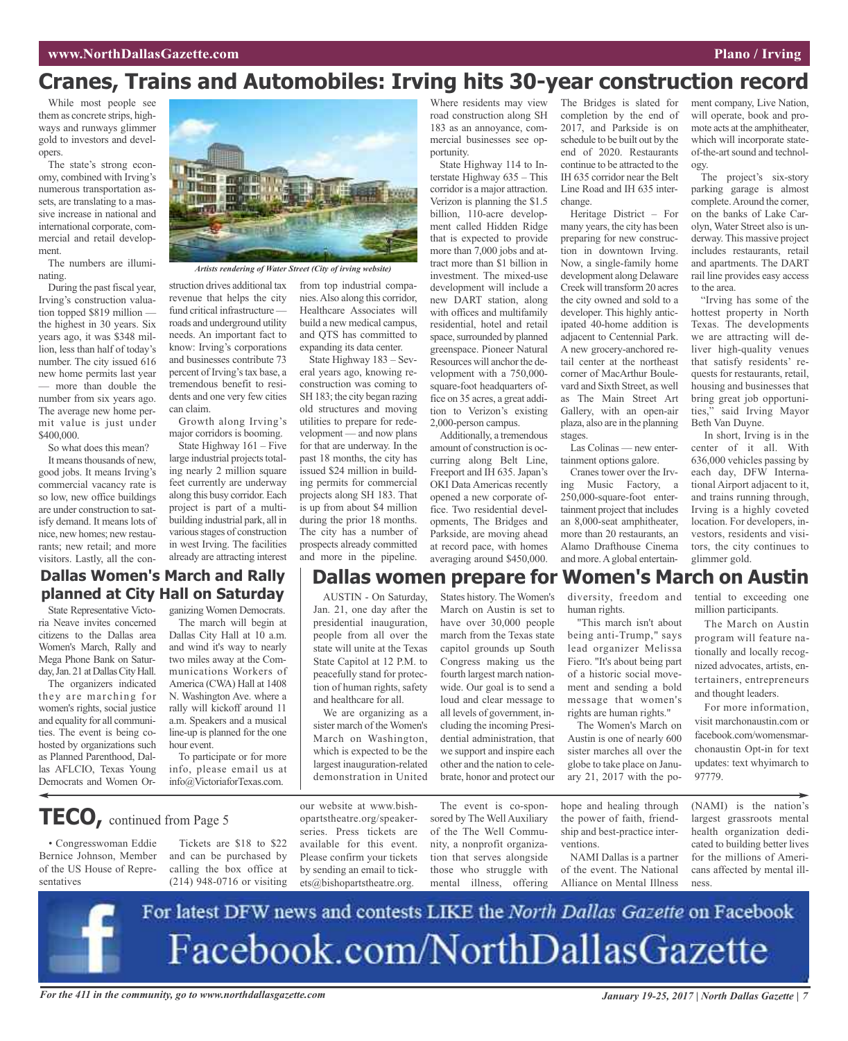# Cranes, Trains and Automobiles: Irving hits 30-year construction record

While most people see them as concrete strips, highways and runways glimmer gold to investors and developers.

The state's strong economy, combined with Irving's numerous transportation assets, are translating to a massive increase in national and international corporate, commercial and retail development.

The numbers are illuminating.

During the past fiscal year, Irving's construction valuation topped $819 million — the highest in 30 years. Six years ago, it was $348 million, less than half of today's number. The city issued 616 new home permits last year — more than double the number from six years ago. The average new home permit value is just under $400,000.

So what does this mean?

It means thousands of new, good jobs. It means Irving's commercial vacancy rate is so low, new office buildings are under construction to satisfy demand. It means lots of nice, new homes; new restaurants; new retail; and more visitors. Lastly, all the construction drives additional tax revenue that helps the city fund critical infrastructure — roads and underground utility needs. An important fact to know: Irving's corporations and businesses contribute 73 percent of Irving's tax base, a tremendous benefit to residents and one very few cities can claim.

*Artists rendering of Water Street (City of irving website)*

Growth along Irving's major corridors is booming.

State Highway 161 – Five large industrial projects totaling nearly 2 million square feet currently are underway along this busy corridor. Each project is part of a multi-building industrial park, all in various stages of construction in west Irving. The facilities already are attracting interest from top industrial companies. Also along this corridor, Healthcare Associates will build a new medical campus, and QTS has committed to expanding its data center.

State Highway 183 – Several years ago, knowing reconstruction was coming to SH 183; the city began razing old structures and moving utilities to prepare for redevelopment — and now plans for that are underway. In the past 18 months, the city has issued $24 million in building permits for commercial projects along SH 183. That is up from about $4 million during the prior 18 months. The city has a number of prospects already committed and more in the pipeline. Where residents may view road construction along SH 183 as an annoyance, commercial businesses see opportunity.

State Highway 114 to Interstate Highway 635 – This corridor is a major attraction. Verizon is planning the $1.5 billion, 110-acre development called Hidden Ridge that is expected to provide more than 7,000 jobs and attract more than $1 billion in investment. The mixed-use development will include a new DART station, along with offices and multifamily residential, hotel and retail space, surrounded by planned greenspace. Pioneer Natural Resources will anchor the development with a 750,000-square-foot headquarters office on 35 acres, a great addition to Verizon's existing 2,000-person campus.

Additionally, a tremendous amount of construction is occurring along Belt Line, Freeport and IH 635. Japan's OKI Data Americas recently opened a new corporate office. Two residential developments, The Bridges and Parkside, are moving ahead at record pace, with homes averaging around $450,000. The Bridges is slated for completion by the end of 2017, and Parkside is on schedule to be built out by the end of 2020. Restaurants continue to be attracted to the IH 635 corridor near the Belt Line Road and IH 635 interchange.

Heritage District – For many years, the city has been preparing for new construction in downtown Irving. Now, a single-family home development along Delaware Creek will transform 20 acres the city owned and sold to a developer. This highly anticipated 40-home addition is adjacent to Centennial Park. A new grocery-anchored retail center at the northeast corner of MacArthur Boulevard and Sixth Street, as well as The Main Street Art Gallery, with an open-air plaza, also are in the planning stages.

Las Colinas — new entertainment options galore.

Cranes tower over the Irving Music Factory, a 250,000-square-foot entertainment project that includes an 8,000-seat amphitheater, more than 20 restaurants, an Alamo Drafthouse Cinema and more. A global entertainment company, Live Nation, will operate, book and promote acts at the amphitheater, which will incorporate state-of-the-art sound and technology.

The project's six-story parking garage is almost complete. Around the corner, on the banks of Lake Carolyn, Water Street also is underway. This massive project includes restaurants, retail and apartments. The DART rail line provides easy access to the area.

"Irving has some of the hottest property in North Texas. The developments we are attracting will deliver high-quality venues that satisfy residents' requests for restaurants, retail, housing and businesses that bring great job opportunities," said Irving Mayor Beth Van Duyne.

In short, Irving is in the center of it all. With 636,000 vehicles passing by each day, DFW International Airport adjacent to it, and trains running through, Irving is a highly coveted location. For developers, investors, residents and visitors, the city continues to glimmer gold.

## Dallas Women's March and Rally planned at City Hall on Saturday

State Representative Victoria Neave invites concerned citizens to the Dallas area Women's March, Rally and Mega Phone Bank on Saturday, Jan. 21 at Dallas City Hall.

The organizers indicated they are marching for women's rights, social justice and equality for all communities. The event is being co-hosted by organizations such as Planned Parenthood, Dallas AFLCIO, Texas Young Democrats and Women Organizing Women Democrats.

The march will begin at Dallas City Hall at 10 a.m. and wind it's way to nearly two miles away at the Communications Workers of America (CWA) Hall at 1408 N. Washington Ave. where a rally will kickoff around 11 a.m. Speakers and a musical line-up is planned for the one hour event.

To participate or for more info, please email us at info@VictoriaforTexas.com.

## Dallas women prepare for Women's March on Austin

AUSTIN - On Saturday, Jan. 21, one day after the presidential inauguration, people from all over the state will unite at the Texas State Capitol at 12 P.M. to peacefully stand for protection of human rights, safety and healthcare for all.

We are organizing as a sister march of the Women's March on Washington, which is expected to be the largest inauguration-related demonstration in United States history. The Women's March on Austin is set to have over 30,000 people march from the Texas state capitol grounds up South Congress making us the fourth largest march nationwide. Our goal is to send a loud and clear message to all levels of government, including the incoming Presidential administration, that we support and inspire each other and the nation to celebrate, honor and protect our diversity, freedom and human rights.

"This march isn't about being anti-Trump," says lead organizer Melissa Fiero. "It's about being part of a historic social movement and sending a bold message that women's rights are human rights."

The Women's March on Austin is one of nearly 600 sister marches all over the globe to take place on January 21, 2017 with the potential to exceeding one million participants.

The March on Austin program will feature nationally and locally recognized advocates, artists, entertainers, entrepreneurs and thought leaders.

For more information, visit marchonaustin.com or facebook.com/womensmarchonaustin Opt-in for text updates: text whyimarch to 97779.

## TECO, continued from Page 5

• Congresswoman Eddie Bernice Johnson, Member of the US House of Representatives

Tickets are $18 to $22 and can be purchased by calling the box office at (214) 948-0716 or visiting our website at www.bishopartstheatre.org/speaker-series. Press tickets are available for this event. Please confirm your tickets by sending an email to tickets@bishopartstheatre.org.

The event is co-sponsored by The Well Auxiliary of the The Well Community, a nonprofit organization that serves alongside those who struggle with mental illness, offering hope and healing through the power of faith, friendship and best-practice interventions.

NAMI Dallas is a partner of the event. The National Alliance on Mental Illness (NAMI) is the nation's largest grassroots mental health organization dedicated to building better lives for the millions of Americans affected by mental illness.

For latest DFW news and contests LIKE the *North Dallas Gazette* on Facebook

Facebook.com/NorthDallasGazette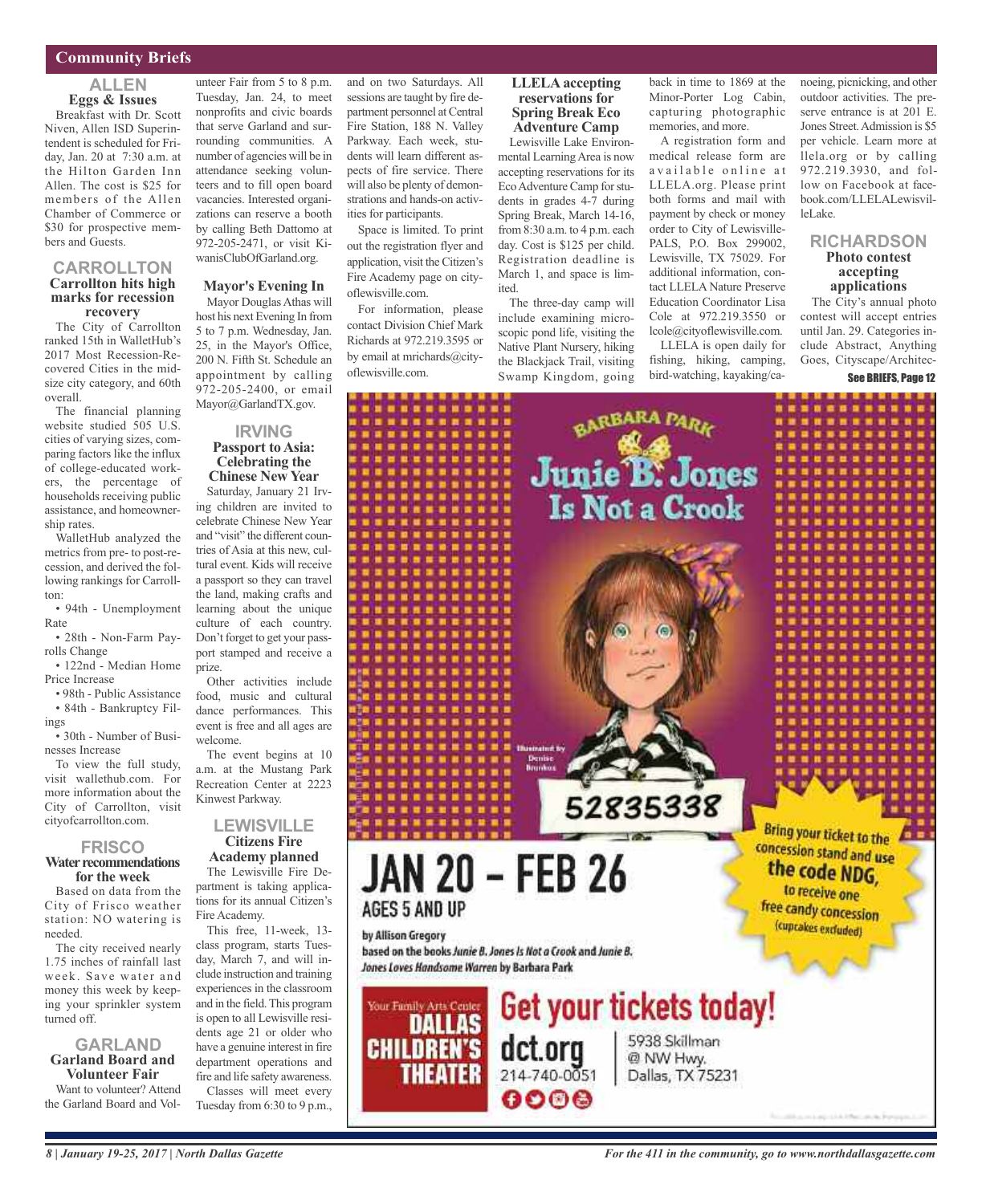## Community Briefs

### ALLEN

**Eggs & Issues**

Breakfast with Dr. Scott Niven, Allen ISD Superintendent is scheduled for Friday, Jan. 20 at 7:30 a.m. at the Hilton Garden Inn Allen. The cost is $25 for members of the Allen Chamber of Commerce or $30 for prospective members and Guests.

### CARROLLTON

**Carrollton hits high marks for recession recovery**

The City of Carrollton ranked 15th in WalletHub's 2017 Most Recession-Recovered Cities in the midsize city category, and 60th overall.

The financial planning website studied 505 U.S. cities of varying sizes, comparing factors like the influx of college-educated workers, the percentage of households receiving public assistance, and homeownership rates.

WalletHub analyzed the metrics from pre- to post-recession, and derived the following rankings for Carrollton:

- 94th - Unemployment Rate
- 28th - Non-Farm Payrolls Change
- 122nd - Median Home Price Increase
- 98th - Public Assistance
- 84th - Bankruptcy Filings
- 30th - Number of Businesses Increase

To view the full study, visit wallethub.com. For more information about the City of Carrollton, visit cityofcarrollton.com.

### FRISCO

**Water recommendations for the week**

Based on data from the City of Frisco weather station: NO watering is needed.

The city received nearly 1.75 inches of rainfall last week. Save water and money this week by keeping your sprinkler system turned off.

### GARLAND

**Garland Board and Volunteer Fair**

Want to volunteer? Attend the Garland Board and Volunteer Fair from 5 to 8 p.m. Tuesday, Jan. 24, to meet nonprofits and civic boards that serve Garland and surrounding communities. A number of agencies will be in attendance seeking volunteers and to fill open board vacancies. Interested organizations can reserve a booth by calling Beth Dattomo at 972-205-2471, or visit KiwanisClubOfGarland.org.

**Mayor's Evening In**

Mayor Douglas Athas will host his next Evening In from 5 to 7 p.m. Wednesday, Jan. 25, in the Mayor's Office, 200 N. Fifth St. Schedule an appointment by calling 972-205-2400, or email Mayor@GarlandTX.gov.

### IRVING

**Passport to Asia: Celebrating the Chinese New Year**

Saturday, January 21 Irving children are invited to celebrate Chinese New Year and "visit" the different countries of Asia at this new, cultural event. Kids will receive a passport so they can travel the land, making crafts and learning about the unique culture of each country. Don't forget to get your passport stamped and receive a prize.

Other activities include food, music and cultural dance performances. This event is free and all ages are welcome.

The event begins at 10 a.m. at the Mustang Park Recreation Center at 2223 Kinwest Parkway.

### LEWISVILLE

**Citizens Fire Academy planned**

The Lewisville Fire Department is taking applications for its annual Citizen's Fire Academy.

This free, 11-week, 13-class program, starts Tuesday, March 7, and will include instruction and training experiences in the classroom and in the field. This program is open to all Lewisville residents age 21 or older who have a genuine interest in fire department operations and fire and life safety awareness.

Classes will meet every Tuesday from 6:30 to 9 p.m., and on two Saturdays. All sessions are taught by fire department personnel at Central Fire Station, 188 N. Valley Parkway. Each week, students will learn different aspects of fire service. There will also be plenty of demonstrations and hands-on activities for participants.

Space is limited. To print out the registration flyer and application, visit the Citizen's Fire Academy page on cityoflewisville.com.

For information, please contact Division Chief Mark Richards at 972.219.3595 or by email at mrichards@cityoflewisville.com.

**LLELA accepting reservations for Spring Break Eco Adventure Camp**

Lewisville Lake Environmental Learning Area is now accepting reservations for its Eco Adventure Camp for students in grades 4-7 during Spring Break, March 14-16, from 8:30 a.m. to 4 p.m. each day. Cost is $125 per child. Registration deadline is March 1, and space is limited.

The three-day camp will include examining microscopic pond life, visiting the Native Plant Nursery, hiking the Blackjack Trail, visiting Swamp Kingdom, going back in time to 1869 at the Minor-Porter Log Cabin, capturing photographic memories, and more.

A registration form and medical release form are available online at LLELA.org. Please print both forms and mail with payment by check or money order to City of Lewisville-PALS, P.O. Box 299002, Lewisville, TX 75029. For additional information, contact LLELA Nature Preserve Education Coordinator Lisa Cole at 972.219.3550 or lcole@cityoflewisville.com.

LLELA is open daily for fishing, hiking, camping, bird-watching, kayaking/canoeing, picnicking, and other outdoor activities. The preserve entrance is at 201 E. Jones Street. Admission is $5 per vehicle. Learn more at llela.org or by calling 972.219.3930, and follow on Facebook at facebook.com/LLELALewisvilleLake.

### RICHARDSON

**Photo contest accepting applications**

The City's annual photo contest will accept entries until Jan. 29. Categories include Abstract, Anything Goes, Cityscape/Architec-

See BRIEFS, Page 12

---

BARBARA PARK

**Junie B. Jones Is Not a Crook**

Illustrated by Denise Brunkus

52835338

**JAN 20 – FEB 26**

AGES 5 AND UP

by Allison Gregory
based on the books *Junie B. Jones Is Not a Crook* and *Junie B. Jones Loves Handsome Warren* by Barbara Park

Bring your ticket to the concession stand and use **the code NDG**, to receive one free candy concession (cupcakes excluded)

Your Family Arts Center **DALLAS CHILDREN'S THEATER**

**Get your tickets today!**

dct.org
214-740-0051

5938 Skillman
@ NW Hwy.
Dallas, TX 75231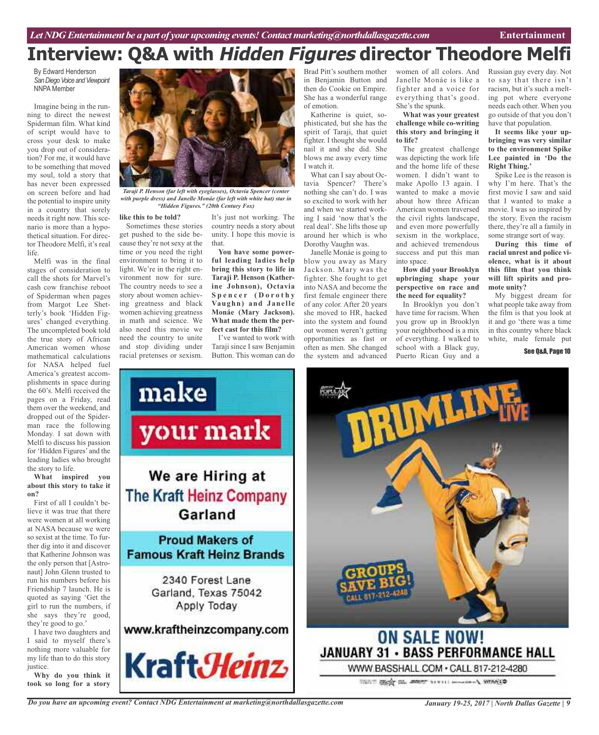# Interview: Q&A with *Hidden Figures* director Theodore Melfi

By Edward Henderson
*San Diego Voice and Viewpoint*
NNPA Member

Imagine being in the running to direct the newest Spiderman film. What kind of script would have to cross your desk to make you drop out of consideration? For me, it would have to be something that moved my soul, told a story that has never been expressed on screen before and had the potential to inspire unity in a country that sorely needs it right now. This scenario is more than a hypothetical situation. For director Theodore Melfi, it's real life.

Melfi was in the final stages of consideration to call the shots for Marvel's cash cow franchise reboot of Spiderman when pages from Margot Lee Shetterly's book 'Hidden Figures' changed everything. The uncompleted book told the true story of African American women whose mathematical calculations for NASA helped fuel America's greatest accomplishments in space during the 60's. Melfi received the pages on a Friday, read them over the weekend, and dropped out of the Spiderman race the following Monday. I sat down with Melfi to discuss his passion for 'Hidden Figures' and the leading ladies who brought the story to life.

*Taraji P. Henson (far left with eyeglasses), Octavia Spencer (center with purple dress) and Janelle Monáe (far left with white hat) star in "Hidden Figures." (20th Century Fox)*

**What inspired you about this story to take it on?**

First of all I couldn't believe it was true that there were women at all working at NASA because we were so sexist at the time. To further dig into it and discover that Katherine Johnson was the only person that [Astronaut] John Glenn trusted to run his numbers before his Friendship 7 launch. He is quoted as saying 'Get the girl to run the numbers, if she says they're good, they're good to go.'

I have two daughters and I said to myself there's nothing more valuable for my life than to do this story justice.

**Why do you think it took so long for a story like this to be told?**

Sometimes these stories get pushed to the side because they're not sexy at the time or you need the right environment to bring it to light. We're in the right environment now for sure. The country needs to see a story about women achieving greatness and black women achieving greatness in math and science. We also need this movie we need the country to unite and stop dividing under racial pretenses or sexism. It's just not working. The country needs a story about unity. I hope this movie is that.

**You have some powerful leading ladies help bring this story to life in Taraji P. Henson (Katherine Johnson), Octavia Spencer (Dorothy Vaughn) and Janelle Monáe (Mary Jackson). What made them the perfect cast for this film?**

I've wanted to work with Taraji since I saw Benjamin Button. This woman can do Brad Pitt's southern mother in Benjamin Button and then do Cookie on Empire. She has a wonderful range of emotion.

Katherine is quiet, sophisticated, but she has the spirit of Taraji, that quiet fighter. I thought she would nail it and she did. She blows me away every time I watch it.

What can I say about Octavia Spencer? There's nothing she can't do. I was so excited to work with her and when we started working I said 'now that's the real deal'. She lifts those up around her which is who Dorothy Vaughn was.

Janelle Monáe is going to blow you away as Mary Jackson. Mary was the fighter. She fought to get into NASA and become the first female engineer there of any color. After 20 years she moved to HR, hacked into the system and found out women weren't getting opportunities as fast or often as men. She changed the system and advanced women of all colors. And Janelle Monáe is like a fighter and a voice for everything that's good. She's the spunk.

**What was your greatest challenge while co-writing this story and bringing it to life?**

The greatest challenge was depicting the work life and the home life of these women. I didn't want to make Apollo 13 again. I wanted to make a movie about how three African American women traversed the civil rights landscape, and even more powerfully sexism in the workplace, and achieved tremendous success and put this man into space.

**How did your Brooklyn upbringing shape your perspective on race and the need for equality?**

In Brooklyn you don't have time for racism. When you grow up in Brooklyn your neighborhood is a mix of everything. I walked to school with a Black guy, Puerto Rican Guy and a Russian guy every day. Not to say that there isn't racism, but it's such a melting pot where everyone needs each other. When you go outside of that you don't have that population.

**It seems like your upbringing was very similar to the environment Spike Lee painted in 'Do the Right Thing.'**

Spike Lee is the reason is why I'm here. That's the first movie I saw and said that I wanted to make a movie. I was so inspired by the story. Even the racism there, they're all a family in some strange sort of way.

**During this time of racial unrest and police violence, what is it about this film that you think will lift spirits and promote unity?**

My biggest dream for what people take away from the film is that you look at it and go 'there was a time in this country where black white, male female put

See Q&A, Page 10

make your mark

We are Hiring at The Kraft Heinz Company Garland

Proud Makers of Famous Kraft Heinz Brands

2340 Forest Lane
Garland, Texas 75042
Apply Today

www.kraftheinzcompany.com

KraftHeinz

DRUMLINE LIVE

GROUPS SAVE BIG! CALL 817-212-4248

ON SALE NOW!
JANUARY 31 • BASS PERFORMANCE HALL
WWW.BASSHALL.COM • CALL 817-212-4280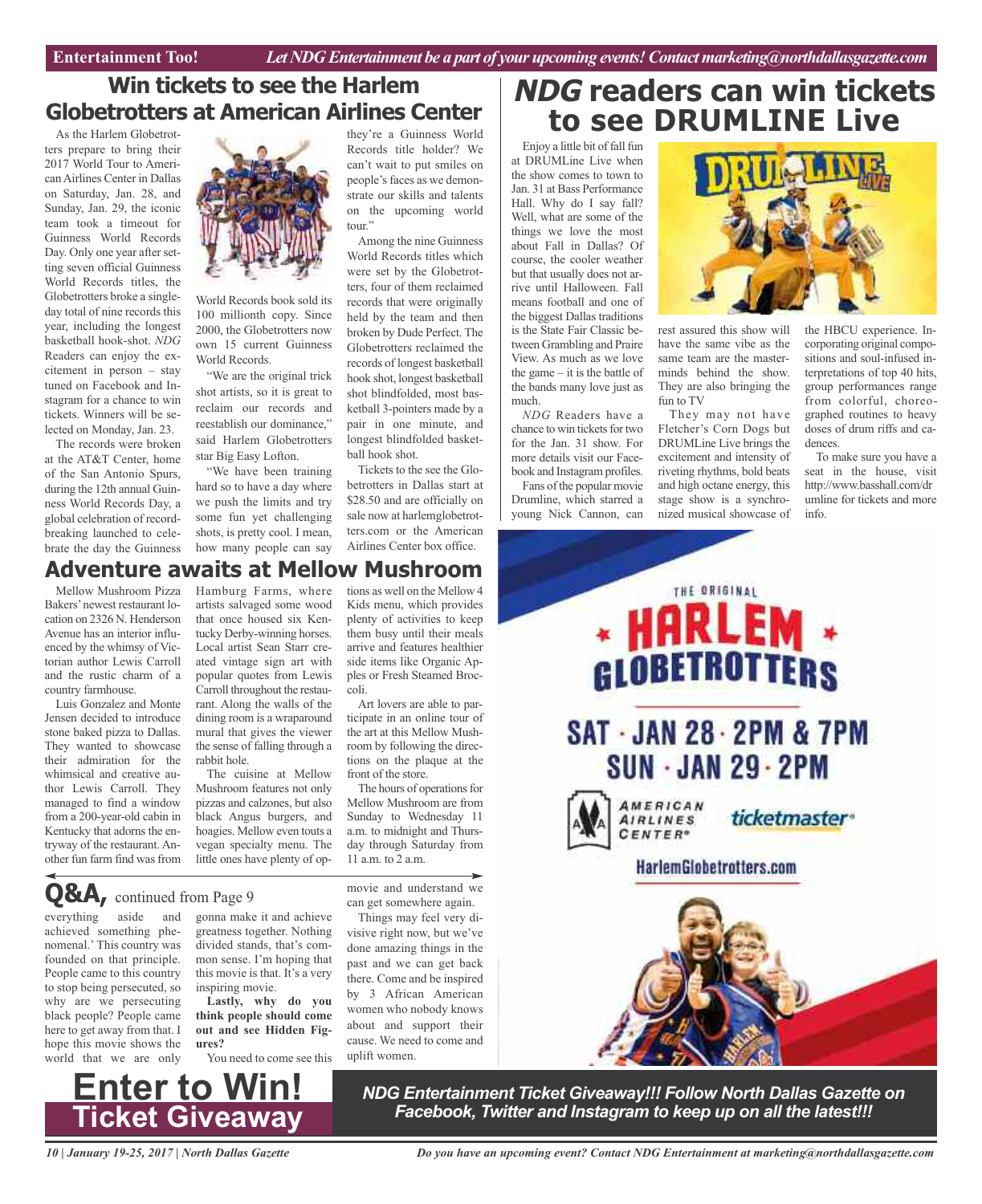## Win tickets to see the Harlem Globetrotters at American Airlines Center

As the Harlem Globetrotters prepare to bring their 2017 World Tour to American Airlines Center in Dallas on Saturday, Jan. 28, and Sunday, Jan. 29, the iconic team took a timeout for Guinness World Records Day. Only one year after setting seven official Guinness World Records titles, the Globetrotters broke a single-day total of nine records this year, including the longest basketball hook-shot. *NDG* Readers can enjoy the excitement in person – stay tuned on Facebook and Instagram for a chance to win tickets. Winners will be selected on Monday, Jan. 23.

The records were broken at the AT&T Center, home of the San Antonio Spurs, during the 12th annual Guinness World Records Day, a global celebration of record-breaking launched to celebrate the day the Guinness World Records book sold its 100 millionth copy. Since 2000, the Globetrotters now own 15 current Guinness World Records.

"We are the original trick shot artists, so it is great to reclaim our records and reestablish our dominance," said Harlem Globetrotters star Big Easy Lofton.

"We have been training hard so to have a day where we push the limits and try some fun yet challenging shots, is pretty cool. I mean, how many people can say they're a Guinness World Records title holder? We can't wait to put smiles on people's faces as we demonstrate our skills and talents on the upcoming world tour."

Among the nine Guinness World Records titles which were set by the Globetrotters, four of them reclaimed records that were originally held by the team and then broken by Dude Perfect. The Globetrotters reclaimed the records of longest basketball hook shot, longest basketball shot blindfolded, most basketball 3-pointers made by a pair in one minute, and longest blindfolded basketball hook shot.

Tickets to the see the Globetrotters in Dallas start at $28.50 and are officially on sale now at harlemglobetrotters.com or the American Airlines Center box office.

## *NDG* readers can win tickets to see DRUMLINE Live

Enjoy a little bit of fall fun at DRUMLine Live when the show comes to town to Jan. 31 at Bass Performance Hall. Why do I say fall? Well, what are some of the things we love the most about Fall in Dallas? Of course, the cooler weather but that usually does not arrive until Halloween. Fall means football and one of the biggest Dallas traditions is the State Fair Classic between Grambling and Praire View. As much as we love the game – it is the battle of the bands many love just as much.

*NDG* Readers have a chance to win tickets for two for the Jan. 31 show. For more details visit our Facebook and Instagram profiles.

Fans of the popular movie Drumline, which starred a young Nick Cannon, can rest assured this show will have the same vibe as the same team are the masterminds behind the show. They are also bringing the fun to TV

They may not have Fletcher's Corn Dogs but DRUMLine Live brings the excitement and intensity of riveting rhythms, bold beats and high octane energy, this stage show is a synchronized musical showcase of the HBCU experience. Incorporating original compositions and soul-infused interpretations of top 40 hits, group performances range from colorful, choreographed routines to heavy doses of drum riffs and cadences.

To make sure you have a seat in the house, visit http://www.basshall.com/drumline for tickets and more info.

## Adventure awaits at Mellow Mushroom

Mellow Mushroom Pizza Bakers' newest restaurant location on 2326 N. Henderson Avenue has an interior influenced by the whimsy of Victorian author Lewis Carroll and the rustic charm of a country farmhouse.

Luis Gonzalez and Monte Jensen decided to introduce stone baked pizza to Dallas. They wanted to showcase their admiration for the whimsical and creative author Lewis Carroll. They managed to find a window from a 200-year-old cabin in Kentucky that adorns the entryway of the restaurant. Another fun farm find was from Hamburg Farms, where artists salvaged some wood that once housed six Kentucky Derby-winning horses. Local artist Sean Starr created vintage sign art with popular quotes from Lewis Carroll throughout the restaurant. Along the walls of the dining room is a wraparound mural that gives the viewer the sense of falling through a rabbit hole.

The cuisine at Mellow Mushroom features not only pizzas and calzones, but also black Angus burgers, and hoagies. Mellow even touts a vegan specialty menu. The little ones have plenty of options as well on the Mellow 4 Kids menu, which provides plenty of activities to keep them busy until their meals arrive and features healthier side items like Organic Apples or Fresh Steamed Broccoli.

Art lovers are able to participate in an online tour of the art at this Mellow Mushroom by following the directions on the plaque at the front of the store.

The hours of operations for Mellow Mushroom are from Sunday to Wednesday 11 a.m. to midnight and Thursday through Saturday from 11 a.m. to 2 a.m.

## Q&A, continued from Page 9

everything aside and achieved something phenomenal.' This country was founded on that principle. People came to this country to stop being persecuted, so why are we persecuting black people? People came here to get away from that. I hope this movie shows the world that we are only gonna make it and achieve greatness together. Nothing divided stands, that's common sense. I'm hoping that this movie is that. It's a very inspiring movie.

**Lastly, why do you think people should come out and see Hidden Figures?**

You need to come see this movie and understand we can get somewhere again.

Things may feel very divisive right now, but we've done amazing things in the past and we can get back there. Come and be inspired by 3 African American women who nobody knows about and support their cause. We need to come and uplift women.

THE ORIGINAL HARLEM GLOBETROTTERS

SAT · JAN 28 · 2PM & 7PM
SUN · JAN 29 · 2PM

AMERICAN AIRLINES CENTER · ticketmaster

HarlemGlobetrotters.com

# Enter to Win! Ticket Giveaway

***NDG Entertainment Ticket Giveaway!!! Follow North Dallas Gazette on Facebook, Twitter and Instagram to keep up on all the latest!!!***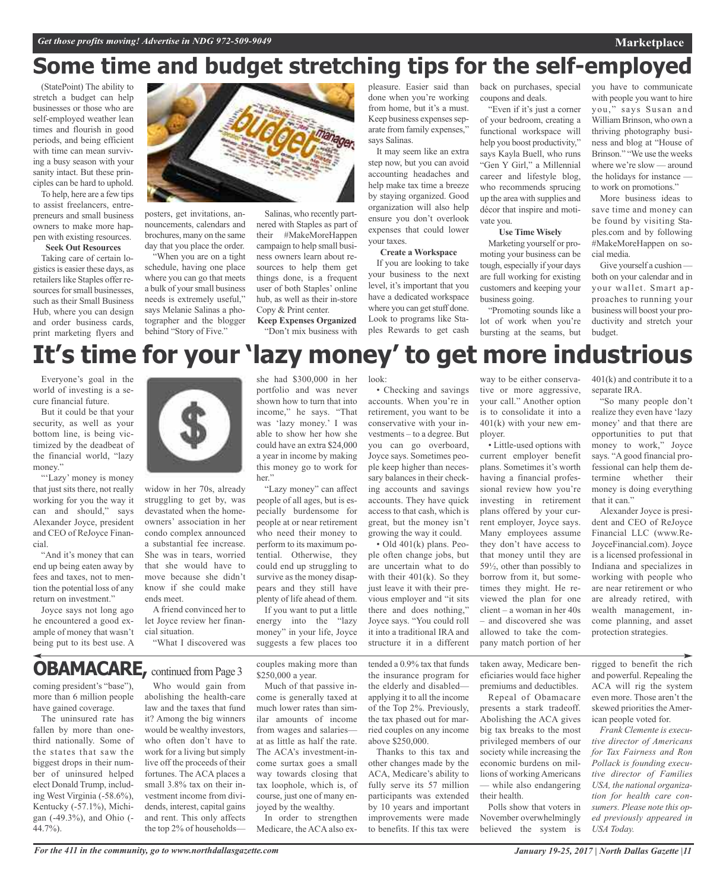# Some time and budget stretching tips for the self-employed

(StatePoint) The ability to stretch a budget can help businesses or those who are self-employed weather lean times and flourish in good periods, and being efficient with time can mean surviving a busy season with your sanity intact. But these principles can be hard to uphold.

To help, here are a few tips to assist freelancers, entrepreneurs and small business owners to make more happen with existing resources.

### Seek Out Resources

Taking care of certain logistics is easier these days, as retailers like Staples offer resources for small businesses, such as their Small Business Hub, where you can design and order business cards, print marketing flyers and posters, get invitations, announcements, calendars and brochures, many on the same day that you place the order.

"When you are on a tight schedule, having one place where you can go that meets a bulk of your small business needs is extremely useful," says Melanie Salinas a photographer and the blogger behind "Story of Five."

Salinas, who recently partnered with Staples as part of their #MakeMoreHappen campaign to help small business owners learn about resources to help them get things done, is a frequent user of both Staples' online hub, as well as their in-store Copy & Print center.

### Keep Expenses Organized

"Don't mix business with pleasure. Easier said than done when you're working from home, but it's a must. Keep business expenses separate from family expenses," says Salinas.

It may seem like an extra step now, but you can avoid accounting headaches and help make tax time a breeze by staying organized. Good organization will also help ensure you don't overlook expenses that could lower your taxes.

### Create a Workspace

If you are looking to take your business to the next level, it's important that you have a dedicated workspace where you can get stuff done. Look to programs like Staples Rewards to get cash back on purchases, special coupons and deals.

"Even if it's just a corner of your bedroom, creating a functional workspace will help you boost productivity," says Kayla Buell, who runs "Gen Y Girl," a Millennial career and lifestyle blog, who recommends sprucing up the area with supplies and décor that inspire and motivate you.

### Use Time Wisely

Marketing yourself or promoting your business can be tough, especially if your days are full working for existing customers and keeping your business going.

"Promoting sounds like a lot of work when you're bursting at the seams, but you have to communicate with people you want to hire you," says Susan and William Brinson, who own a thriving photography business and blog at "House of Brinson." "We use the weeks where we're slow — around the holidays for instance — to work on promotions."

More business ideas to save time and money can be found by visiting Staples.com and by following #MakeMoreHappen on social media.

Give yourself a cushion — both on your calendar and in your wallet. Smart approaches to running your business will boost your productivity and stretch your budget.

# It's time for your 'lazy money' to get more industrious

Everyone's goal in the world of investing is a secure financial future.

But it could be that your security, as well as your bottom line, is being victimized by the deadbeat of the financial world, "lazy money."

"'Lazy' money is money that just sits there, not really working for you the way it can and should," says Alexander Joyce, president and CEO of ReJoyce Financial.

"And it's money that can end up being eaten away by fees and taxes, not to mention the potential loss of any return on investment."

Joyce says not long ago he encountered a good example of money that wasn't being put to its best use. A widow in her 70s, already struggling to get by, was devastated when the homeowners' association in her condo complex announced a substantial fee increase. She was in tears, worried that she would have to move because she didn't know if she could make ends meet.

A friend convinced her to let Joyce review her financial situation.

"What I discovered was she had $300,000 in her portfolio and was never shown how to turn that into income," he says. "That was 'lazy money.' I was able to show her how she could have an extra $24,000 a year in income by making this money go to work for her."

"Lazy money" can affect people of all ages, but is especially burdensome for people at or near retirement who need their money to perform to its maximum potential. Otherwise, they could end up struggling to survive as the money disappears and they still have plenty of life ahead of them.

If you want to put a little energy into the "lazy money" in your life, Joyce suggests a few places too look:

- Checking and savings accounts. When you're in retirement, you want to be conservative with your investments – to a degree. But you can go overboard, Joyce says. Sometimes people keep higher than necessary balances in their checking accounts and savings accounts. They have quick access to that cash, which is great, but the money isn't growing the way it could.
- Old 401(k) plans. People often change jobs, but are uncertain what to do with their 401(k). So they just leave it with their previous employer and "it sits there and does nothing," Joyce says. "You could roll it into a traditional IRA and structure it in a different way to be either conservative or more aggressive, your call." Another option is to consolidate it into a 401(k) with your new employer.
- Little-used options with current employer benefit plans. Sometimes it's worth having a financial professional review how you're investing in retirement plans offered by your current employer, Joyce says. Many employees assume they don't have access to that money until they are 59½, other than possibly to borrow from it, but sometimes they might. He reviewed the plan for one client – a woman in her 40s – and discovered she was allowed to take the company match portion of her 401(k) and contribute it to a separate IRA.

"So many people don't realize they even have 'lazy money' and that there are opportunities to put that money to work," Joyce says. "A good financial professional can help them determine whether their money is doing everything that it can."

Alexander Joyce is president and CEO of ReJoyce Financial LLC (www.ReJoyceFinancial.com). Joyce is a licensed professional in Indiana and specializes in working with people who are near retirement or who are already retired, with wealth management, income planning, and asset protection strategies.

# OBAMACARE, continued from Page 3

coming president's "base"), more than 6 million people have gained coverage.

The uninsured rate has fallen by more than one-third nationally. Some of the states that saw the biggest drops in their number of uninsured helped elect Donald Trump, including West Virginia (-58.6%), Kentucky (-57.1%), Michigan (-49.3%), and Ohio (-44.7%).

Who would gain from abolishing the health-care law and the taxes that fund it? Among the big winners would be wealthy investors, who often don't have to work for a living but simply live off the proceeds of their fortunes. The ACA places a small 3.8% tax on their investment income from dividends, interest, capital gains and rent. This only affects the top 2% of households—couples making more than $250,000 a year.

Much of that passive income is generally taxed at much lower rates than similar amounts of income from wages and salaries—at as little as half the rate. The ACA's investment-income surtax goes a small way towards closing that tax loophole, which is, of course, just one of many enjoyed by the wealthy.

In order to strengthen Medicare, the ACA also extended a 0.9% tax that funds the insurance program for the elderly and disabled—applying it to all the income of the Top 2%. Previously, the tax phased out for married couples on any income above $250,000.

Thanks to this tax and other changes made by the ACA, Medicare's ability to fully serve its 57 million participants was extended by 10 years and important improvements were made to benefits. If this tax were taken away, Medicare beneficiaries would face higher premiums and deductibles.

Repeal of Obamacare presents a stark tradeoff. Abolishing the ACA gives big tax breaks to the most privileged members of our society while increasing the economic burdens on millions of working Americans — while also endangering their health.

Polls show that voters in November overwhelmingly believed the system is rigged to benefit the rich and powerful. Repealing the ACA will rig the system even more. Those aren't the skewed priorities the American people voted for.

*Frank Clemente is executive director of Americans for Tax Fairness and Ron Pollack is founding executive director of Families USA, the national organization for health care consumers. Please note this op-ed previously appeared in USA Today.*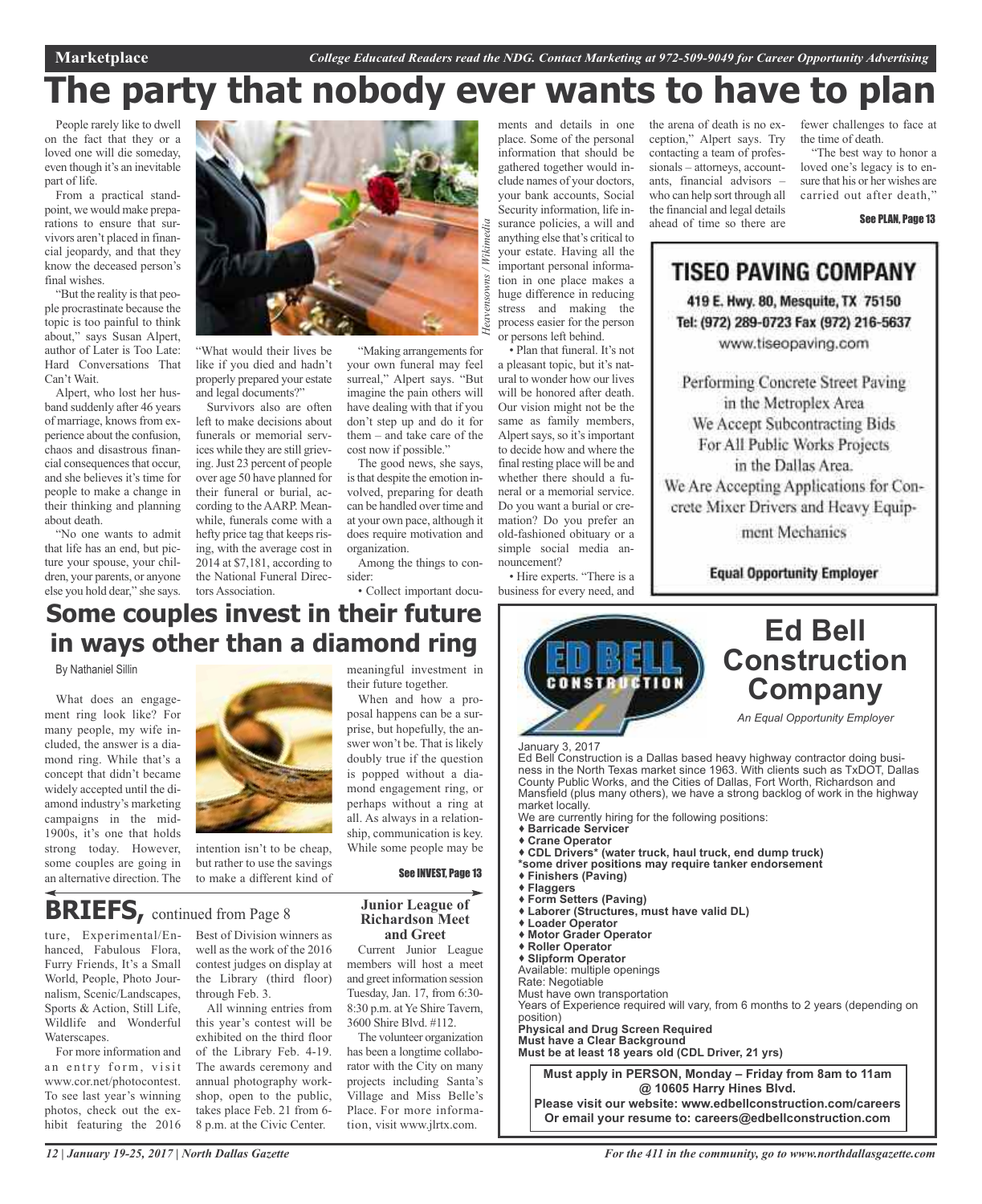# The party that nobody ever wants to have to plan

People rarely like to dwell on the fact that they or a loved one will die someday, even though it's an inevitable part of life.

From a practical standpoint, we would make preparations to ensure that survivors aren't placed in financial jeopardy, and that they know the deceased person's final wishes.

"But the reality is that people procrastinate because the topic is too painful to think about," says Susan Alpert, author of Later is Too Late: Hard Conversations That Can't Wait.

Alpert, who lost her husband suddenly after 46 years of marriage, knows from experience about the confusion, chaos and disastrous financial consequences that occur, and she believes it's time for people to make a change in their thinking and planning about death.

"No one wants to admit that life has an end, but picture your spouse, your children, your parents, or anyone else you hold dear," she says.

*Heavensowns / Wikimedia*

"What would their lives be like if you died and hadn't properly prepared your estate and legal documents?"

Survivors also are often left to make decisions about funerals or memorial services while they are still grieving. Just 23 percent of people over age 50 have planned for their funeral or burial, according to the AARP. Meanwhile, funerals come with a hefty price tag that keeps rising, with the average cost in 2014 at $7,181, according to the National Funeral Directors Association.

"Making arrangements for your own funeral may feel surreal," Alpert says. "But imagine the pain others will have dealing with that if you don't step up and do it for them – and take care of the cost now if possible."

The good news, she says, is that despite the emotion involved, preparing for death can be handled over time and at your own pace, although it does require motivation and organization.

Among the things to consider:

• Collect important documents and details in one place. Some of the personal information that should be gathered together would include names of your doctors, your bank accounts, Social Security information, life insurance policies, a will and anything else that's critical to your estate. Having all the important personal information in one place makes a huge difference in reducing stress and making the process easier for the person or persons left behind.

• Plan that funeral. It's not a pleasant topic, but it's natural to wonder how our lives will be honored after death. Our vision might not be the same as family members, Alpert says, so it's important to decide how and where the final resting place will be and whether there should a funeral or a memorial service. Do you want a burial or cremation? Do you prefer an old-fashioned obituary or a simple social media announcement?

• Hire experts. "There is a business for every need, and the arena of death is no exception," Alpert says. Try contacting a team of professionals – attorneys, accountants, financial advisors – who can help sort through all the financial and legal details ahead of time so there are fewer challenges to face at the time of death.

"The best way to honor a loved one's legacy is to ensure that his or her wishes are carried out after death,"

**See PLAN, Page 13**

**TISEO PAVING COMPANY**

419 E. Hwy. 80, Mesquite, TX 75150
Tel: (972) 289-0723 Fax (972) 216-5637
www.tiseopaving.com

Performing Concrete Street Paving in the Metroplex Area
We Accept Subcontracting Bids For All Public Works Projects in the Dallas Area.
We Are Accepting Applications for Concrete Mixer Drivers and Heavy Equipment Mechanics

**Equal Opportunity Employer**

## Some couples invest in their future in ways other than a diamond ring

By Nathaniel Sillin

What does an engagement ring look like? For many people, my wife included, the answer is a diamond ring. While that's a concept that didn't became widely accepted until the diamond industry's marketing campaigns in the mid-1900s, it's one that holds strong today. However, some couples are going in an alternative direction. The intention isn't to be cheap, but rather to use the savings to make a different kind of meaningful investment in their future together.

When and how a proposal happens can be a surprise, but hopefully, the answer won't be. That is likely doubly true if the question is popped without a diamond engagement ring, or perhaps without a ring at all. As always in a relationship, communication is key. While some people may be

**See INVEST, Page 13**

# Ed Bell Construction Company

*An Equal Opportunity Employer*

January 3, 2017
Ed Bell Construction is a Dallas based heavy highway contractor doing business in the North Texas market since 1963. With clients such as TxDOT, Dallas County Public Works, and the Cities of Dallas, Fort Worth, Richardson and Mansfield (plus many others), we have a strong backlog of work in the highway market locally.

We are currently hiring for the following positions:

- **Barricade Servicer**
- **Crane Operator**
- **CDL Drivers\* (water truck, haul truck, end dump truck)**
  **\*some driver positions may require tanker endorsement**
- **Finishers (Paving)**
- **Flaggers**
- **Form Setters (Paving)**
- **Laborer (Structures, must have valid DL)**
- **Loader Operator**
- **Motor Grader Operator**
- **Roller Operator**
- **Slipform Operator**

Available: multiple openings
Rate: Negotiable
Must have own transportation
Years of Experience required will vary, from 6 months to 2 years (depending on position)
**Physical and Drug Screen Required**
**Must have a Clear Background**
**Must be at least 18 years old (CDL Driver, 21 yrs)**

**Must apply in PERSON, Monday – Friday from 8am to 11am @ 10605 Harry Hines Blvd.**
**Please visit our website: www.edbellconstruction.com/careers**
**Or email your resume to: careers@edbellconstruction.com**

## BRIEFS, continued from Page 8

ture, Experimental/Enhanced, Fabulous Flora, Furry Friends, It's a Small World, People, Photo Journalism, Scenic/Landscapes, Sports & Action, Still Life, Wildlife and Wonderful Waterscapes.

For more information and an entry form, visit www.cor.net/photocontest. To see last year's winning photos, check out the exhibit featuring the 2016 Best of Division winners as well as the work of the 2016 contest judges on display at the Library (third floor) through Feb. 3.

All winning entries from this year's contest will be exhibited on the third floor of the Library Feb. 4-19. The awards ceremony and annual photography workshop, open to the public, takes place Feb. 21 from 6-8 p.m. at the Civic Center.

### Junior League of Richardson Meet and Greet

Current Junior League members will host a meet and greet information session Tuesday, Jan. 17, from 6:30-8:30 p.m. at Ye Shire Tavern, 3600 Shire Blvd. #112.

The volunteer organization has been a longtime collaborator with the City on many projects including Santa's Village and Miss Belle's Place. For more information, visit www.jlrtx.com.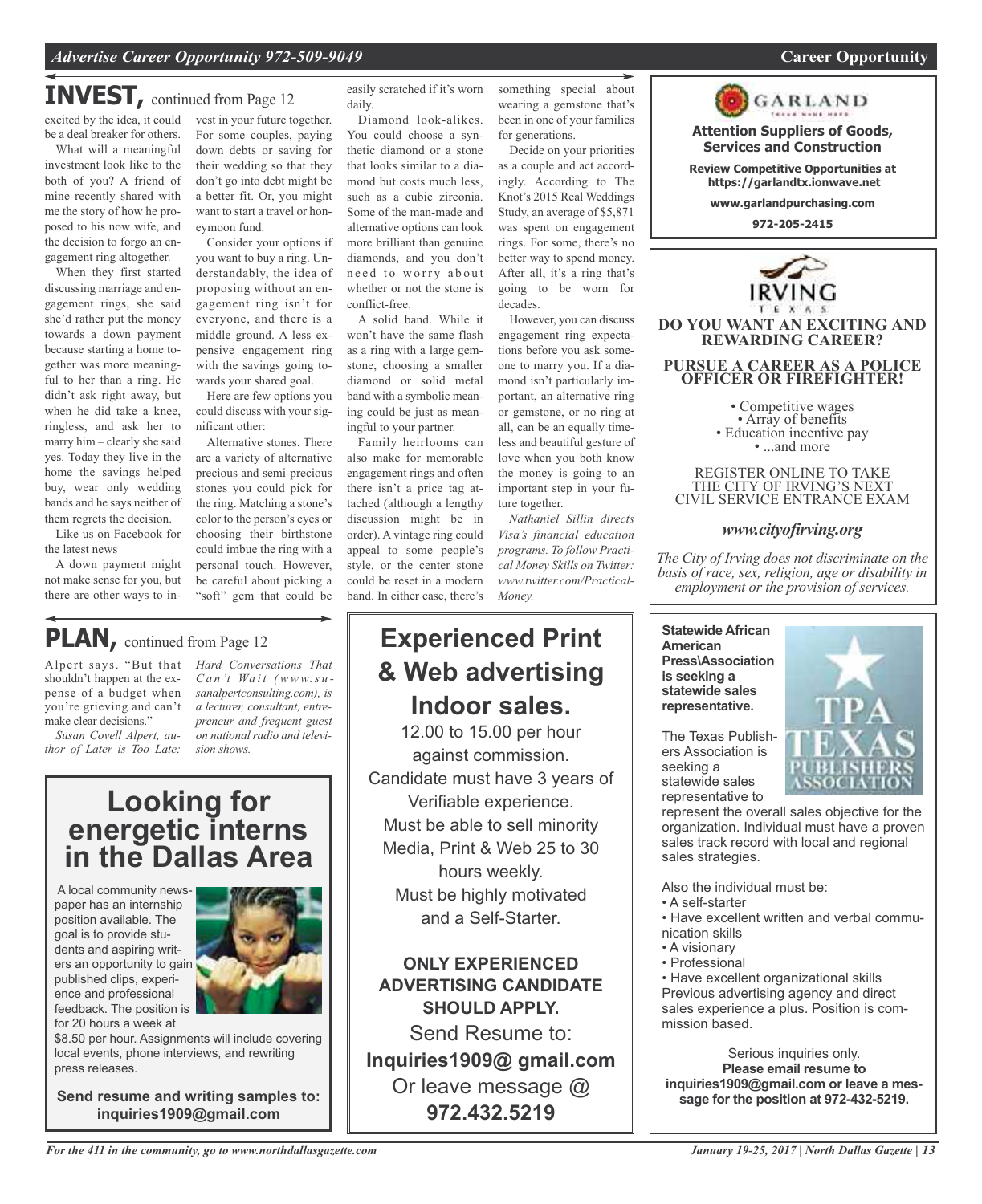# INVEST, continued from Page 12

excited by the idea, it could be a deal breaker for others.

What will a meaningful investment look like to the both of you? A friend of mine recently shared with me the story of how he proposed to his now wife, and the decision to forgo an engagement ring altogether.

When they first started discussing marriage and engagement rings, she said she'd rather put the money towards a down payment because starting a home together was more meaningful to her than a ring. He didn't ask right away, but when he did take a knee, ringless, and ask her to marry him – clearly she said yes. Today they live in the home the savings helped buy, wear only wedding bands and he says neither of them regrets the decision.

Like us on Facebook for the latest news

A down payment might not make sense for you, but there are other ways to invest in your future together. For some couples, paying down debts or saving for their wedding so that they don't go into debt might be a better fit. Or, you might want to start a travel or honeymoon fund.

Consider your options if you want to buy a ring. Understandably, the idea of proposing without an engagement ring isn't for everyone, and there is a middle ground. A less expensive engagement ring with the savings going towards your shared goal.

Here are few options you could discuss with your significant other:

Alternative stones. There are a variety of alternative precious and semi-precious stones you could pick for the ring. Matching a stone's color to the person's eyes or choosing their birthstone could imbue the ring with a personal touch. However, be careful about picking a "soft" gem that could be easily scratched if it's worn daily.

Diamond look-alikes. You could choose a synthetic diamond or a stone that looks similar to a diamond but costs much less, such as a cubic zirconia. Some of the man-made and alternative options can look more brilliant than genuine diamonds, and you don't need to worry about whether or not the stone is conflict-free.

A solid band. While it won't have the same flash as a ring with a large gemstone, choosing a smaller diamond or solid metal band with a symbolic meaning could be just as meaningful to your partner.

Family heirlooms can also make for memorable engagement rings and often there isn't a price tag attached (although a lengthy discussion might be in order). A vintage ring could appeal to some people's style, or the center stone could be reset in a modern band. In either case, there's something special about wearing a gemstone that's been in one of your families for generations.

Decide on your priorities as a couple and act accordingly. According to The Knot's 2015 Real Weddings Study, an average of $5,871 was spent on engagement rings. For some, there's no better way to spend money. After all, it's a ring that's going to be worn for decades.

However, you can discuss engagement ring expectations before you ask someone to marry you. If a diamond isn't particularly important, an alternative ring or gemstone, or no ring at all, can be an equally timeless and beautiful gesture of love when you both know the money is going to an important step in your future together.

*Nathaniel Sillin directs Visa's financial education programs. To follow Practical Money Skills on Twitter: www.twitter.com/PracticalMoney.*

# PLAN, continued from Page 12

Alpert says. "But that shouldn't happen at the expense of a budget when you're grieving and can't make clear decisions."

*Susan Covell Alpert, author of Later is Too Late: Hard Conversations That Can't Wait (www.susanalpertconsulting.com), is a lecturer, consultant, entrepreneur and frequent guest on national radio and television shows.*

## Looking for energetic interns in the Dallas Area

A local community newspaper has an internship position available. The goal is to provide students and aspiring writers an opportunity to gain published clips, experience and professional feedback. The position is for 20 hours a week at $8.50 per hour. Assignments will include covering local events, phone interviews, and rewriting press releases.

**Send resume and writing samples to: inquiries1909@gmail.com**

## Experienced Print & Web advertising Indoor sales.

12.00 to 15.00 per hour against commission.
Candidate must have 3 years of Verifiable experience.
Must be able to sell minority Media, Print & Web 25 to 30 hours weekly.
Must be highly motivated and a Self-Starter.

**ONLY EXPERIENCED ADVERTISING CANDIDATE SHOULD APPLY.**

Send Resume to:
**Inquiries1909@ gmail.com**
Or leave message @
**972.432.5219**

## GARLAND

**Attention Suppliers of Goods, Services and Construction**

**Review Competitive Opportunities at https://garlandtx.ionwave.net**

**www.garlandpurchasing.com**

**972-205-2415**

## IRVING TEXAS

**DO YOU WANT AN EXCITING AND REWARDING CAREER?**

**PURSUE A CAREER AS A POLICE OFFICER OR FIREFIGHTER!**

- Competitive wages
- Array of benefits
- Education incentive pay
- ...and more

REGISTER ONLINE TO TAKE THE CITY OF IRVING'S NEXT CIVIL SERVICE ENTRANCE EXAM

***www.cityofirving.org***

*The City of Irving does not discriminate on the basis of race, sex, religion, age or disability in employment or the provision of services.*

**Statewide African American Press\Association is seeking a statewide sales representative.**

The Texas Publishers Association is seeking a statewide sales representative to represent the overall sales objective for the organization. Individual must have a proven sales track record with local and regional sales strategies.

Also the individual must be:

- A self-starter
- Have excellent written and verbal communication skills
- A visionary
- Professional
- Have excellent organizational skills

Previous advertising agency and direct sales experience a plus. Position is commission based.

Serious inquiries only.
**Please email resume to inquiries1909@gmail.com or leave a message for the position at 972-432-5219.**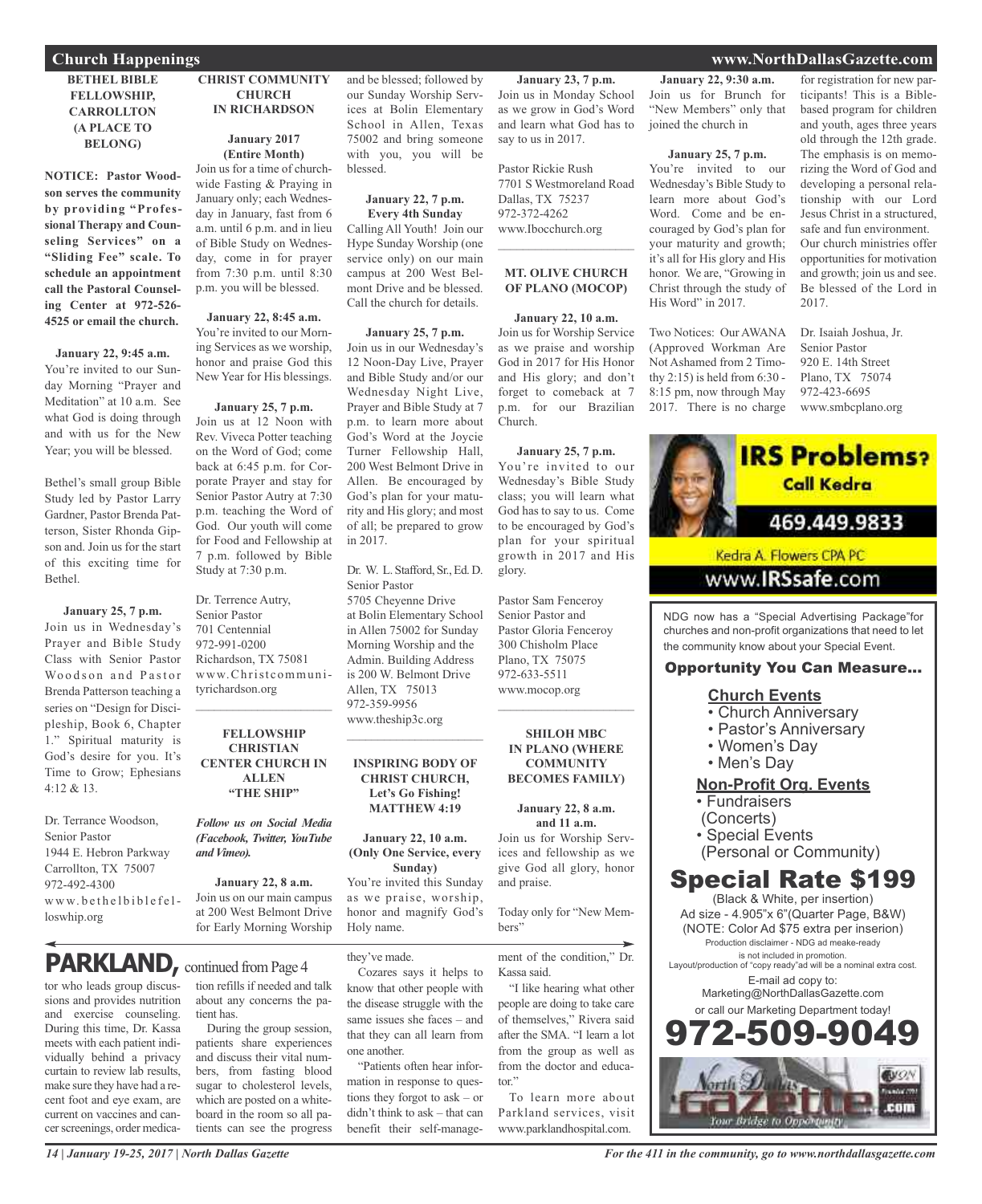## Church Happenings

### BETHEL BIBLE FELLOWSHIP, CARROLLTON (A PLACE TO BELONG)

**NOTICE: Pastor Woodson serves the community by providing "Professional Therapy and Counseling Services" on a "Sliding Fee" scale. To schedule an appointment call the Pastoral Counseling Center at 972-526-4525 or email the church.**

**January 22, 9:45 a.m.**
You're invited to our Sunday Morning "Prayer and Meditation" at 10 a.m. See what God is doing through and with us for the New Year; you will be blessed.

Bethel's small group Bible Study led by Pastor Larry Gardner, Pastor Brenda Patterson, Sister Rhonda Gipson and. Join us for the start of this exciting time for Bethel.

**January 25, 7 p.m.**
Join us in Wednesday's Prayer and Bible Study Class with Senior Pastor Woodson and Pastor Brenda Patterson teaching a series on "Design for Discipleship, Book 6, Chapter 1." Spiritual maturity is God's desire for you. It's Time to Grow; Ephesians 4:12 & 13.

Dr. Terrance Woodson,
Senior Pastor
1944 E. Hebron Parkway
Carrollton, TX 75007
972-492-4300
www.bethelbiblefelloswhip.org

### CHRIST COMMUNITY CHURCH IN RICHARDSON

**January 2017 (Entire Month)**
Join us for a time of churchwide Fasting & Praying in January only; each Wednesday in January, fast from 6 a.m. until 6 p.m. and in lieu of Bible Study on Wednesday, come in for prayer from 7:30 p.m. until 8:30 p.m. you will be blessed.

**January 22, 8:45 a.m.**
You're invited to our Morning Services as we worship, honor and praise God this New Year for His blessings.

**January 25, 7 p.m.**
Join us at 12 Noon with Rev. Viveca Potter teaching on the Word of God; come back at 6:45 p.m. for Corporate Prayer and stay for Senior Pastor Autry at 7:30 p.m. teaching the Word of God. Our youth will come for Food and Fellowship at 7 p.m. followed by Bible Study at 7:30 p.m.

Dr. Terrence Autry,
Senior Pastor
701 Centennial
972-991-0200
Richardson, TX 75081
www.Christcommunityrichardson.org

### FELLOWSHIP CHRISTIAN CENTER CHURCH IN ALLEN "THE SHIP"

***Follow us on Social Media (Facebook, Twitter, YouTube and Vimeo).***

**January 22, 8 a.m.**
Join us on our main campus at 200 West Belmont Drive for Early Morning Worship and be blessed; followed by our Sunday Worship Services at Bolin Elementary School in Allen, Texas 75002 and bring someone with you, you will be blessed.

**January 22, 7 p.m. Every 4th Sunday**
Calling All Youth! Join our Hype Sunday Worship (one service only) on our main campus at 200 West Belmont Drive and be blessed. Call the church for details.

**January 25, 7 p.m.**
Join us in our Wednesday's 12 Noon-Day Live, Prayer and Bible Study and/or our Wednesday Night Live, Prayer and Bible Study at 7 p.m. to learn more about God's Word at the Joycie Turner Fellowship Hall, 200 West Belmont Drive in Allen. Be encouraged by God's plan for your maturity and His glory; and most of all; be prepared to grow in 2017.

Dr. W. L. Stafford, Sr., Ed. D.
Senior Pastor
5705 Cheyenne Drive
at Bolin Elementary School in Allen 75002 for Sunday Morning Worship and the Admin. Building Address is 200 W. Belmont Drive
Allen, TX 75013
972-359-9956
www.theship3c.org

### INSPIRING BODY OF CHRIST CHURCH, Let's Go Fishing! MATTHEW 4:19

**January 22, 10 a.m. (Only One Service, every Sunday)**
You're invited this Sunday as we praise, worship, honor and magnify God's Holy name.

**January 23, 7 p.m.**
Join us in Monday School as we grow in God's Word and learn what God has to say to us in 2017.

Pastor Rickie Rush
7701 S Westmoreland Road
Dallas, TX 75237
972-372-4262
www.Ibocchurch.org

### MT. OLIVE CHURCH OF PLANO (MOCOP)

**January 22, 10 a.m.**
Join us for Worship Service as we praise and worship God in 2017 for His Honor and His glory; and don't forget to comeback at 7 p.m. for our Brazilian Church.

**January 25, 7 p.m.**
You're invited to our Wednesday's Bible Study class; you will learn what God has to say to us. Come to be encouraged by God's plan for your spiritual growth in 2017 and His glory.

Pastor Sam Fenceroy
Senior Pastor and
Pastor Gloria Fenceroy
300 Chisholm Place
Plano, TX 75075
972-633-5511
www.mocop.org

### SHILOH MBC IN PLANO (WHERE COMMUNITY BECOMES FAMILY)

**January 22, 8 a.m. and 11 a.m.**
Join us for Worship Services and fellowship as we give God all glory, honor and praise.

Today only for "New Members"

**January 22, 9:30 a.m.**
Join us for Brunch for "New Members" only that joined the church in

**January 25, 7 p.m.**
You're invited to our Wednesday's Bible Study to learn more about God's Word. Come and be encouraged by God's plan for your maturity and growth; it's all for His glory and His honor. We are, "Growing in Christ through the study of His Word" in 2017.

Two Notices: Our AWANA (Approved Workman Are Not Ashamed from 2 Timothy 2:15) is held from 6:30 - 8:15 pm, now through May 2017. There is no charge for registration for new participants! This is a Bible-based program for children and youth, ages three years old through the 12th grade. The emphasis is on memorizing the Word of God and developing a personal relationship with our Lord Jesus Christ in a structured, safe and fun environment. Our church ministries offer opportunities for motivation and growth; join us and see. Be blessed of the Lord in 2017.

Dr. Isaiah Joshua, Jr.
Senior Pastor
920 E. 14th Street
Plano, TX 75074
972-423-6695
www.smbcplano.org

---

**IRS Problems? Call Kedra**
469.449.9833
Kedra A. Flowers CPA PC
www.IRSsafe.com

---

NDG now has a "Special Advertising Package" for churches and non-profit organizations that need to let the community know about your Special Event.

**Opportunity You Can Measure...**

**Church Events**
- Church Anniversary
- Pastor's Anniversary
- Women's Day
- Men's Day

**Non-Profit Org. Events**
- Fundraisers (Concerts)
- Special Events (Personal or Community)

**Special Rate $199**
(Black & White, per insertion)
Ad size - 4.905"x 6"(Quarter Page, B&W)
(NOTE: Color Ad $75 extra per inserion)
Production disclaimer - NDG ad meake-ready is not included in promotion.
Layout/production of "copy ready"ad will be a nominal extra cost.
E-mail ad copy to:
Marketing@NorthDallasGazette.com
or call our Marketing Department today!
**972-509-9049**

---

## PARKLAND, continued from Page 4

tor who leads group discussions and provides nutrition and exercise counseling. During this time, Dr. Kassa meets with each patient individually behind a privacy curtain to review lab results, make sure they have had a recent foot and eye exam, are current on vaccines and cancer screenings, order medication refills if needed and talk about any concerns the patient has.

During the group session, patients share experiences and discuss their vital numbers, from fasting blood sugar to cholesterol levels, which are posted on a whiteboard in the room so all patients can see the progress they've made.

Cozares says it helps to know that other people with the disease struggle with the same issues she faces – and that they can all learn from one another.

"Patients often hear information in response to questions they forgot to ask – or didn't think to ask – that can benefit their self-management of the condition," Dr. Kassa said.

"I like hearing what other people are doing to take care of themselves," Rivera said after the SMA. "I learn a lot from the group as well as from the doctor and educator."

To learn more about Parkland services, visit www.parklandhospital.com.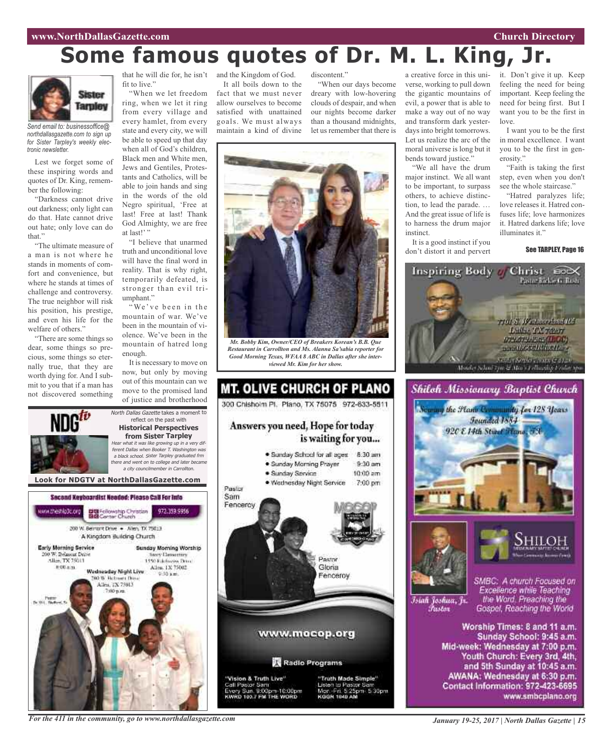# Some famous quotes of Dr. M. L. King, Jr.

Sister Tarpley

*Send email to: businessoffice@northdallasgazette.com to sign up for Sister Tarpley's weekly electronic newsletter.*

Lest we forget some of these inspiring words and quotes of Dr. King, remember the following:

"Darkness cannot drive out darkness; only light can do that. Hate cannot drive out hate; only love can do that."

"The ultimate measure of a man is not where he stands in moments of comfort and convenience, but where he stands at times of challenge and controversy. The true neighbor will risk his position, his prestige, and even his life for the welfare of others."

"There are some things so dear, some things so precious, some things so eternally true, that they are worth dying for. And I submit to you that if a man has not discovered something that he will die for, he isn't fit to live."

"When we let freedom ring, when we let it ring from every village and every hamlet, from every state and every city, we will be able to speed up that day when all of God's children, Black men and White men, Jews and Gentiles, Protestants and Catholics, will be able to join hands and sing in the words of the old Negro spiritual, 'Free at last! Free at last! Thank God Almighty, we are free at last!' "

"I believe that unarmed truth and unconditional love will have the final word in reality. That is why right, temporarily defeated, is stronger than evil triumphant."

"We've been in the mountain of war. We've been in the mountain of violence. We've been in the mountain of hatred long enough.

It is necessary to move on now, but only by moving out of this mountain can we move to the promised land of justice and brotherhood and the Kingdom of God.

It all boils down to the fact that we must never allow ourselves to become satisfied with unattained goals. We must always maintain a kind of divine discontent."

"When our days become dreary with low-hovering clouds of despair, and when our nights become darker than a thousand midnights, let us remember that there is a creative force in this universe, working to pull down the gigantic mountains of evil, a power that is able to make a way out of no way and transform dark yesterdays into bright tomorrows. Let us realize the arc of the moral universe is long but it bends toward justice."

"We all have the drum major instinct. We all want to be important, to surpass others, to achieve distinction, to lead the parade. … And the great issue of life is to harness the drum major instinct.

It is a good instinct if you don't distort it and pervert it. Don't give it up. Keep feeling the need for being important. Keep feeling the need for being first. But I want you to be the first in love.

I want you to be the first in moral excellence. I want you to be the first in generosity."

"Faith is taking the first step, even when you don't see the whole staircase."

"Hatred paralyzes life; love releases it. Hatred confuses life; love harmonizes it. Hatred darkens life; love illuminates it."

**See TARPLEY, Page 16**

*Mr. Bobby Kim, Owner/CEO of Breakers Korean's B.B. Que Restaurant in Carrollton and Ms. Alanna Sa'sabia reporter for Good Morning Texas, WFAA 8 ABC in Dallas after she interviewed Mr. Kim for her show.*

---

**NDGtv**

*North Dallas Gazette* takes a moment to reflect on the past with

**Historical Perspectives from Sister Tarpley**

*Hear what it was like growing up in a very different Dallas when Booker T. Washington was a black school. Sister Tarpley graduated frm there and went on to college and later became a city councilmember in Carrollton.*

**Look for NDGTV at NorthDallasGazette.com**

---

**Second Keyboardist Needed: Please Call For Info**

www.theship3c.org | Fellowship Christian Center Church | 972.359.9956

200 W. Belmont Drive • Allen, TX 75013

A Kingdom Building Church

**Early Morning Service**
200 W. Belmont Drive
Allen, TX 75013
8:00 a.m.

**Sunday Morning Worship**
Story Elementary
1550 Edelweiss Drive
Allen, TX 75002
9:30 a.m.

**Wednesday Night Live**
200 W. Belmont Drive
Allen, TX 75013
7:00 p.m.

Pastor Dr. W.L. Stafford, Sr.

---

## MT. OLIVE CHURCH OF PLANO

300 Chisholm Pl. Plano, TX 75075 972-633-5511

**Answers you need, Hope for today is waiting for you...**

- Sunday School for all ages 8:30 am
- Sunday Morning Prayer 9:30 am
- Sunday Service 10:00 am
- Wednesday Night Service 7:00 pm

Pastor Sam Fenceroy

Pastor Gloria Fenceroy

**www.mocop.org**

**Radio Programs**

"Vision & Truth Live"
Call Pastor Sam
Every Sun. 9:00pm-10:00pm
KWRD 100.7 FM THE WORD

"Truth Made Simple"
Listen to Pastor Sam
Mon.-Fri. 5:25pm- 5:30pm
KGGR 1040 AM

---

**Inspiring Body of Christ** IBOC

Pastor Rickie G. Rush

7701 S. Westmoreland Rd
Dallas, TX 75237
972.372.4262 (IBOC)
www.IBOCCHURCH.org

Sunday Service 7:30 & 11 a.m.
Monday School 7pm & Men's Fellowship Friday 8pm

---

**Shiloh Missionary Baptist Church**

Serving the Plano Community for 128 Years
Founded 1884
920 E 14th Street Plano, TX

SHILOH Missionary Baptist Church

Isiah Joshua, Jr. Pastor

SMBC: A church Focused on Excellence while Teaching the Word. Preaching the Gospel, Reaching the World

**Worship Times: 8 and 11 a.m.**
**Sunday School: 9:45 a.m.**
**Mid-week: Wednesday at 7:00 p.m.**
**Youth Church: Every 3rd, 4th, and 5th Sunday at 10:45 a.m.**
**AWANA: Wednesday at 6:30 p.m.**
**Contact Information: 972-423-6695**
**www.smbcplano.org**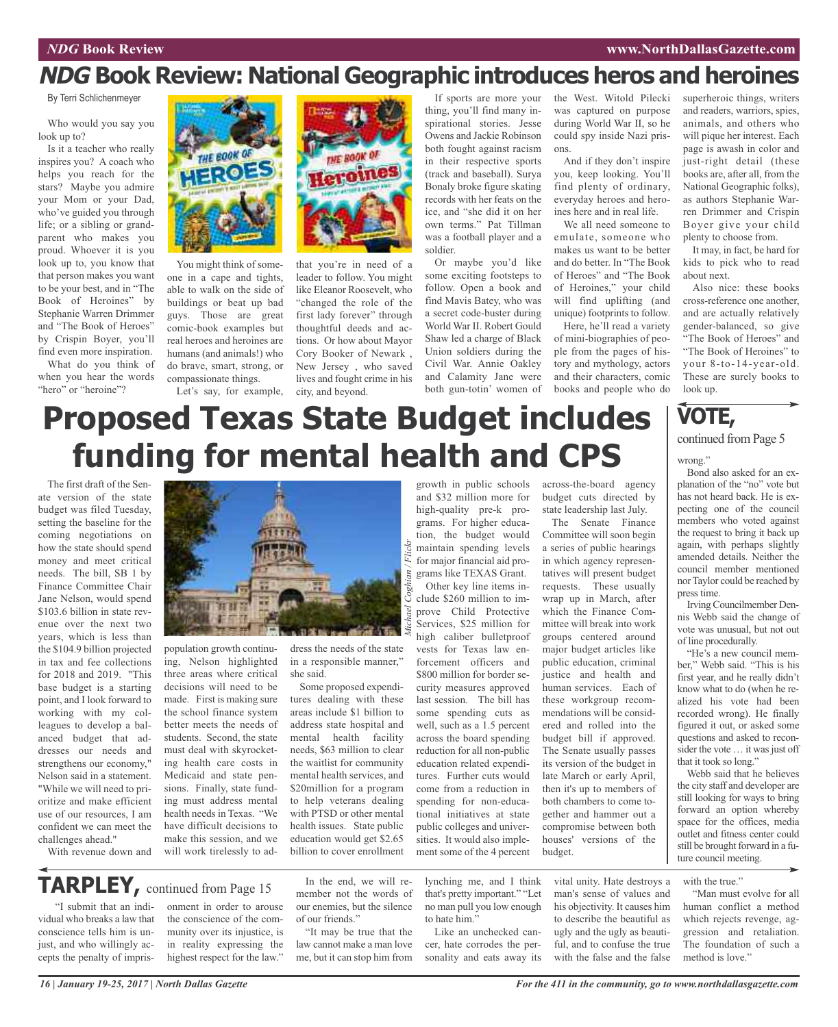# NDG Book Review: National Geographic introduces heros and heroines

By Terri Schlichenmeyer

Who would you say you look up to?

Is it a teacher who really inspires you? A coach who helps you reach for the stars? Maybe you admire your Mom or your Dad, who've guided you through life; or a sibling or grandparent who makes you proud. Whoever it is you look up to, you know that that person makes you want to be your best, and in "The Book of Heroines" by Stephanie Warren Drimmer and "The Book of Heroes" by Crispin Boyer, you'll find even more inspiration.

What do you think of when you hear the words "hero" or "heroine"?

You might think of someone in a cape and tights, able to walk on the side of buildings or beat up bad guys. Those are great comic-book examples but real heroes and heroines are humans (and animals!) who do brave, smart, strong, or compassionate things.

Let's say, for example, that you're in need of a leader to follow. You might like Eleanor Roosevelt, who "changed the role of the first lady forever" through thoughtful deeds and actions. Or how about Mayor Cory Booker of Newark , New Jersey , who saved lives and fought crime in his city, and beyond.

If sports are more your thing, you'll find many inspirational stories. Jesse Owens and Jackie Robinson both fought against racism in their respective sports (track and baseball). Surya Bonaly broke figure skating records with her feats on the ice, and "she did it on her own terms." Pat Tillman was a football player and a soldier.

Or maybe you'd like some exciting footsteps to follow. Open a book and find Mavis Batey, who was a secret code-buster during World War II. Robert Gould Shaw led a charge of Black Union soldiers during the Civil War. Annie Oakley and Calamity Jane were both gun-totin' women of the West. Witold Pilecki was captured on purpose during World War II, so he could spy inside Nazi prisons.

And if they don't inspire you, keep looking. You'll find plenty of ordinary, everyday heroes and heroines here and in real life.

We all need someone to emulate, someone who makes us want to be better and do better. In "The Book of Heroes" and "The Book of Heroines," your child will find uplifting (and unique) footprints to follow.

Here, he'll read a variety of mini-biographies of people from the pages of history and mythology, actors and their characters, comic books and people who do superheroic things, writers and readers, warriors, spies, animals, and others who will pique her interest. Each page is awash in color and just-right detail (these books are, after all, from the National Geographic folks), as authors Stephanie Warren Drimmer and Crispin Boyer give your child plenty to choose from.

It may, in fact, be hard for kids to pick who to read about next.

Also nice: these books cross-reference one another, and are actually relatively gender-balanced, so give "The Book of Heroes" and "The Book of Heroines" to your 8-to-14-year-old. These are surely books to look up.

# Proposed Texas State Budget includes funding for mental health and CPS

The first draft of the Senate version of the state budget was filed Tuesday, setting the baseline for the coming negotiations on how the state should spend money and meet critical needs. The bill, SB 1 by Finance Committee Chair Jane Nelson, would spend $103.6 billion in state revenue over the next two years, which is less than the $104.9 billion projected in tax and fee collections for 2018 and 2019. "This base budget is a starting point, and I look forward to working with my colleagues to develop a balanced budget that addresses our needs and strengthens our economy," Nelson said in a statement. "While we will need to prioritize and make efficient use of our resources, I am confident we can meet the challenges ahead."

Michael Coghlan / Flickr

With revenue down and population growth continuing, Nelson highlighted three areas where critical decisions will need to be made. First is making sure the school finance system better meets the needs of students. Second, the state must deal with skyrocketing health care costs in Medicaid and state pensions. Finally, state funding must address mental health needs in Texas. "We have difficult decisions to make this session, and we will work tirelessly to address the needs of the state in a responsible manner," she said.

Some proposed expenditures dealing with these areas include $1 billion to address state hospital and mental health facility needs, $63 million to clear the waitlist for community mental health services, and $20million for a program to help veterans dealing with PTSD or other mental health issues. State public education would get $2.65 billion to cover enrollment growth in public schools and $32 million more for high-quality pre-k programs. For higher education, the budget would maintain spending levels for major financial aid programs like TEXAS Grant.

Other key line items include $260 million to improve Child Protective Services, $25 million for high caliber bulletproof vests for Texas law enforcement officers and $800 million for border security measures approved last session. The bill has some spending cuts as well, such as a 1.5 percent across the board spending reduction for all non-public education related expenditures. Further cuts would come from a reduction in spending for non-educational initiatives at state public colleges and universities. It would also implement some of the 4 percent across-the-board agency budget cuts directed by state leadership last July.

The Senate Finance Committee will soon begin a series of public hearings in which agency representatives will present budget requests. These usually wrap up in March, after which the Finance Committee will break into work groups centered around major budget articles like public education, criminal justice and health and human services. Each of these workgroup recommendations will be considered and rolled into the budget bill if approved. The Senate usually passes its version of the budget in late March or early April, then it's up to members of both chambers to come together and hammer out a compromise between both houses' versions of the budget.

## VOTE, continued from Page 5

wrong."

Bond also asked for an explanation of the "no" vote but has not heard back. He is expecting one of the council members who voted against the request to bring it back up again, with perhaps slightly amended details. Neither the council member mentioned nor Taylor could be reached by press time.

Irving Councilmember Dennis Webb said the change of vote was unusual, but not out of line procedurally.

"He's a new council member," Webb said. "This is his first year, and he really didn't know what to do (when he realized his vote had been recorded wrong). He finally figured it out, or asked some questions and asked to reconsider the vote … it was just off that it took so long."

Webb said that he believes the city staff and developer are still looking for ways to bring forward an option whereby space for the offices, media outlet and fitness center could still be brought forward in a future council meeting.

## TARPLEY, continued from Page 15

"I submit that an individual who breaks a law that conscience tells him is unjust, and who willingly accepts the penalty of imprisonment in order to arouse the conscience of the community over its injustice, is in reality expressing the highest respect for the law."

In the end, we will remember not the words of our enemies, but the silence of our friends."

"It may be true that the law cannot make a man love me, but it can stop him from lynching me, and I think that's pretty important." "Let no man pull you low enough to hate him."

Like an unchecked cancer, hate corrodes the personality and eats away its vital unity. Hate destroys a man's sense of values and his objectivity. It causes him to describe the beautiful as ugly and the ugly as beautiful, and to confuse the true with the false and the false with the true."

"Man must evolve for all human conflict a method which rejects revenge, aggression and retaliation. The foundation of such a method is love."